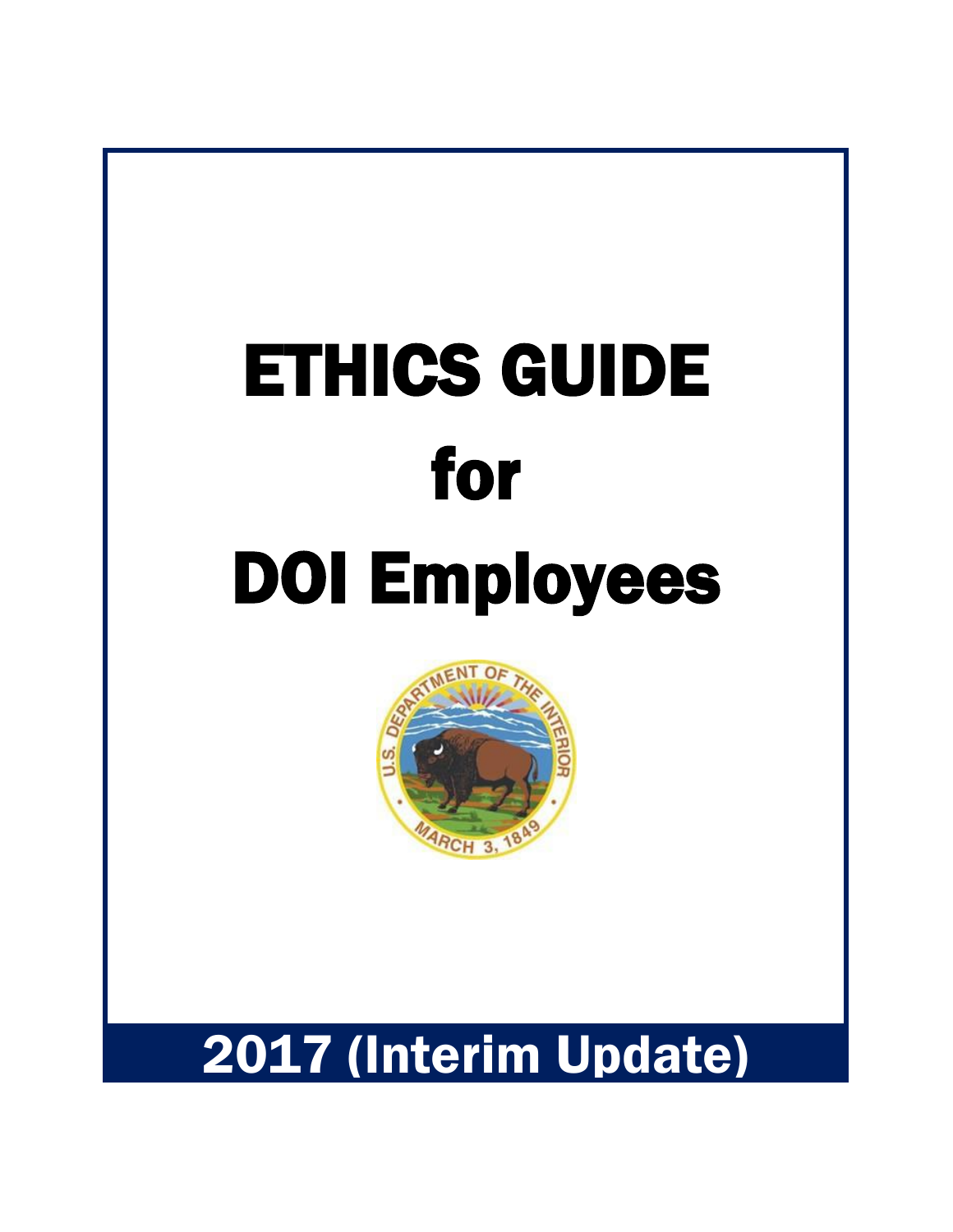# ETHICS GUIDE for DOI Employees

2017 (Interim Update)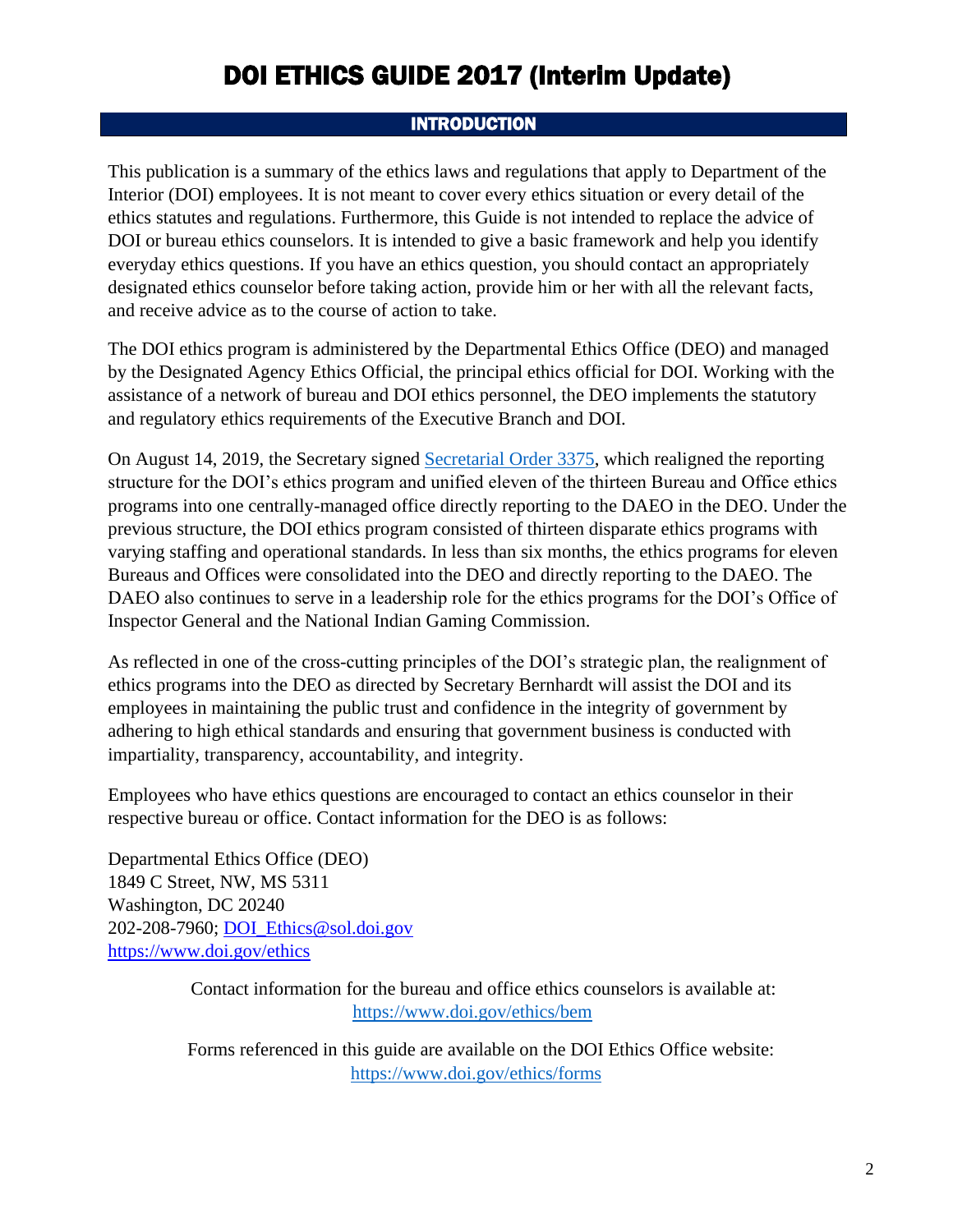# DOI ETHICS GUIDE 2017 (Interim Update)

## INTRODUCTION

This publication is a summary of the ethics laws and regulations that apply to Department of the Interior (DOI) employees. It is not meant to cover every ethics situation or every detail of the ethics statutes and regulations. Furthermore, this Guide is not intended to replace the advice of DOI or bureau ethics counselors. It is intended to give a basic framework and help you identify everyday ethics questions. If you have an ethics question, you should contact an appropriately designated ethics counselor before taking action, provide him or her with all the relevant facts, and receive advice as to the course of action to take.

The DOI ethics program is administered by the Departmental Ethics Office (DEO) and managed by the Designated Agency Ethics Official, the principal ethics official for DOI. Working with the assistance of a network of bureau and DOI ethics personnel, the DEO implements the statutory and regulatory ethics requirements of the Executive Branch and DOI.

On August 14, 2019, the Secretary signed [Secretarial Order 3375](), which realigned the reporting structure for the DOI's ethics program and unified eleven of the thirteen Bureau and Office ethics programs into one centrally-managed office directly reporting to the DAEO in the DEO. Under the previous structure, the DOI ethics program consisted of thirteen disparate ethics programs with varying staffing and operational standards. In less than six months, the ethics programs for eleven Bureaus and Offices were consolidated into the DEO and directly reporting to the DAEO. The DAEO also continues to serve in a leadership role for the ethics programs for the DOI's Office of Inspector General and the National Indian Gaming Commission.

As reflected in one of the cross-cutting principles of the DOI's strategic plan, the realignment of ethics programs into the DEO as directed by Secretary Bernhardt will assist the DOI and its employees in maintaining the public trust and confidence in the integrity of government by adhering to high ethical standards and ensuring that government business is conducted with impartiality, transparency, accountability, and integrity.

Employees who have ethics questions are encouraged to contact an ethics counselor in their respective bureau or office. Contact information for the DEO is as follows:

Departmental Ethics Office (DEO)
1849 C Street, NW, MS 5311
Washington, DC 20240
202-208-7960; DOI_Ethics@sol.doi.gov
https://www.doi.gov/ethics

Contact information for the bureau and office ethics counselors is available at:
https://www.doi.gov/ethics/bem

Forms referenced in this guide are available on the DOI Ethics Office website:
https://www.doi.gov/ethics/forms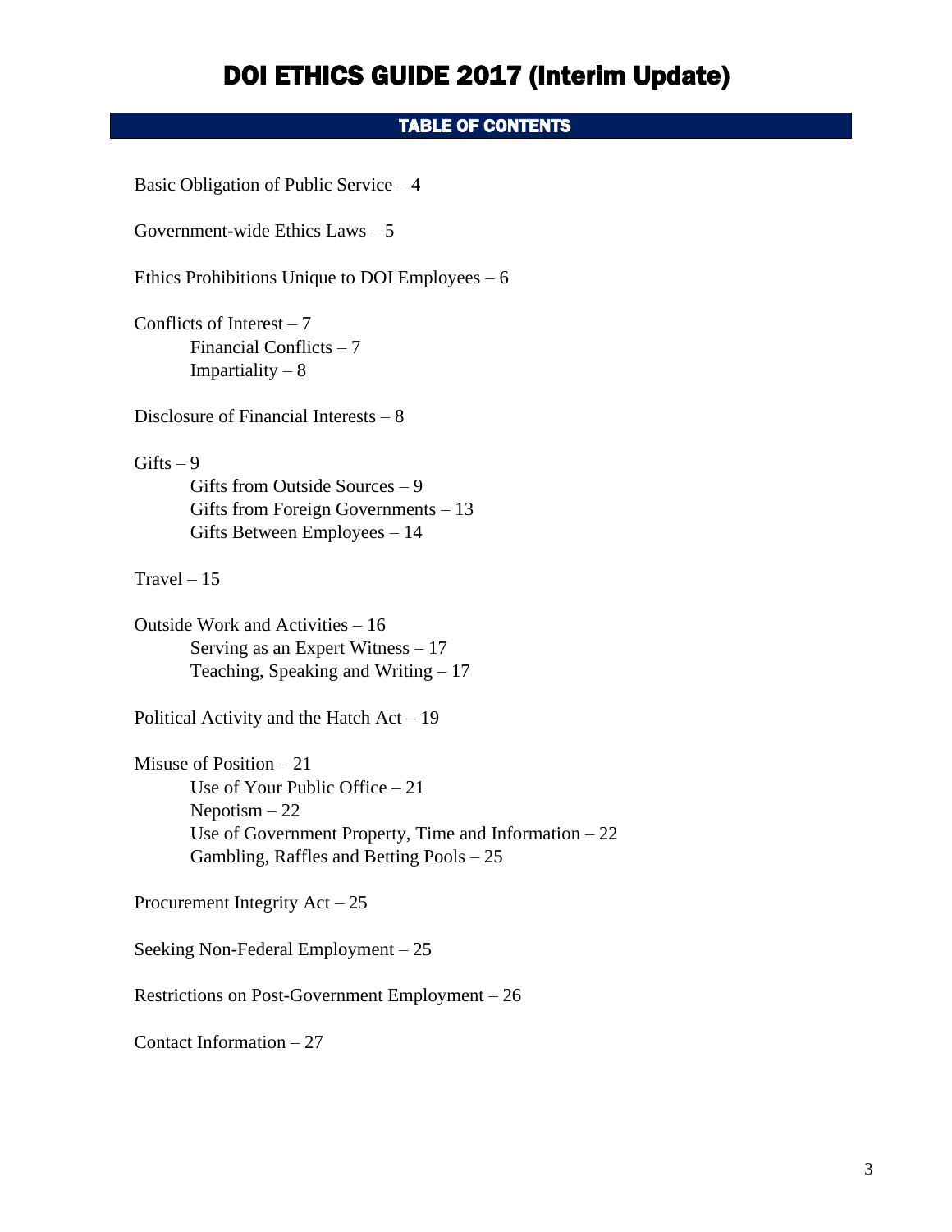# DOI ETHICS GUIDE 2017 (Interim Update)

## TABLE OF CONTENTS

Basic Obligation of Public Service – 4

Government-wide Ethics Laws – 5

Ethics Prohibitions Unique to DOI Employees – 6

Conflicts of Interest – 7
- Financial Conflicts – 7
- Impartiality – 8

Disclosure of Financial Interests – 8

Gifts – 9
- Gifts from Outside Sources – 9
- Gifts from Foreign Governments – 13
- Gifts Between Employees – 14

Travel – 15

Outside Work and Activities – 16
- Serving as an Expert Witness – 17
- Teaching, Speaking and Writing – 17

Political Activity and the Hatch Act – 19

Misuse of Position – 21
- Use of Your Public Office – 21
- Nepotism – 22
- Use of Government Property, Time and Information – 22
- Gambling, Raffles and Betting Pools – 25

Procurement Integrity Act – 25

Seeking Non-Federal Employment – 25

Restrictions on Post-Government Employment – 26

Contact Information – 27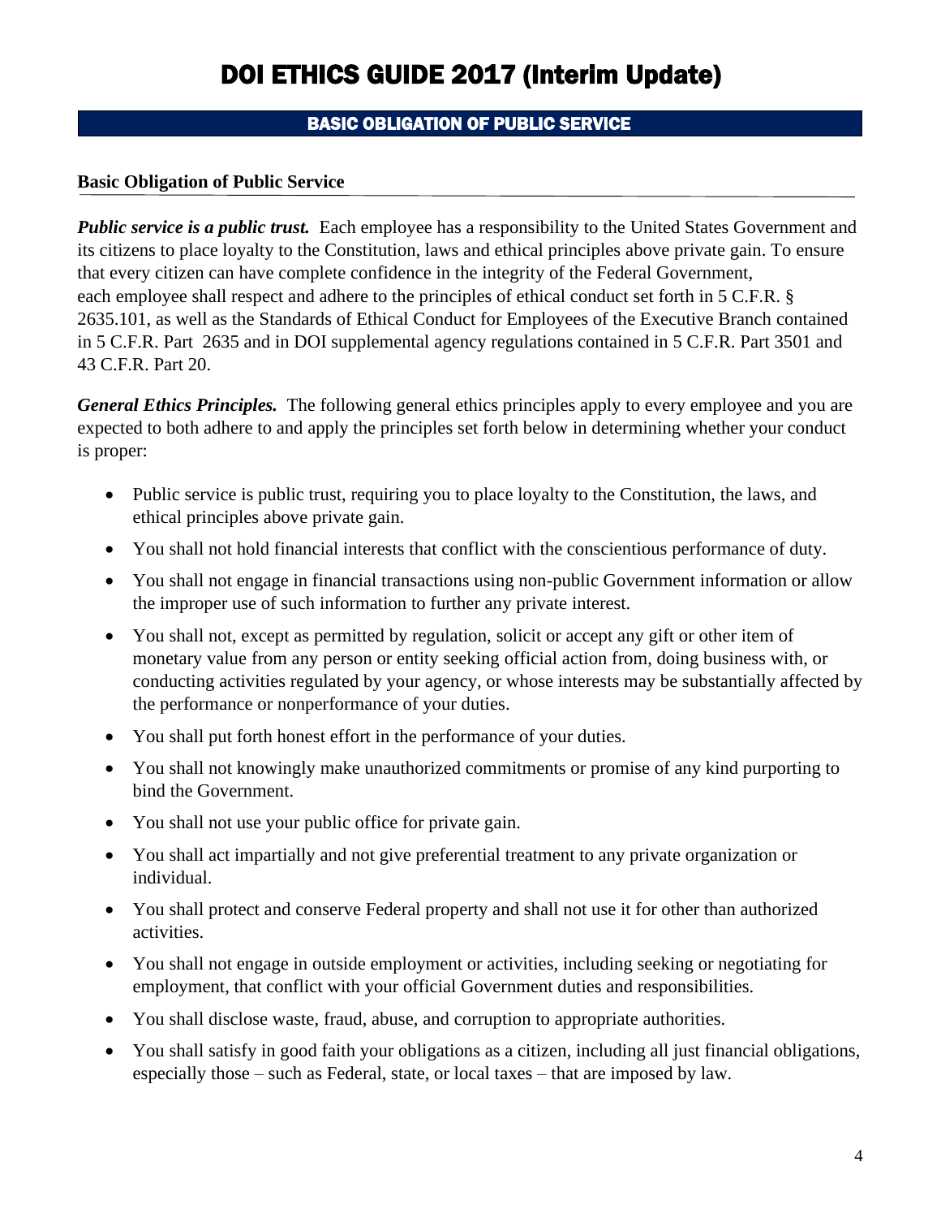# DOI ETHICS GUIDE 2017 (Interim Update)

## BASIC OBLIGATION OF PUBLIC SERVICE

### Basic Obligation of Public Service

***Public service is a public trust.*** Each employee has a responsibility to the United States Government and its citizens to place loyalty to the Constitution, laws and ethical principles above private gain. To ensure that every citizen can have complete confidence in the integrity of the Federal Government, each employee shall respect and adhere to the principles of ethical conduct set forth in 5 C.F.R. § 2635.101, as well as the Standards of Ethical Conduct for Employees of the Executive Branch contained in 5 C.F.R. Part 2635 and in DOI supplemental agency regulations contained in 5 C.F.R. Part 3501 and 43 C.F.R. Part 20.

***General Ethics Principles.*** The following general ethics principles apply to every employee and you are expected to both adhere to and apply the principles set forth below in determining whether your conduct is proper:

- Public service is public trust, requiring you to place loyalty to the Constitution, the laws, and ethical principles above private gain.
- You shall not hold financial interests that conflict with the conscientious performance of duty.
- You shall not engage in financial transactions using non-public Government information or allow the improper use of such information to further any private interest.
- You shall not, except as permitted by regulation, solicit or accept any gift or other item of monetary value from any person or entity seeking official action from, doing business with, or conducting activities regulated by your agency, or whose interests may be substantially affected by the performance or nonperformance of your duties.
- You shall put forth honest effort in the performance of your duties.
- You shall not knowingly make unauthorized commitments or promise of any kind purporting to bind the Government.
- You shall not use your public office for private gain.
- You shall act impartially and not give preferential treatment to any private organization or individual.
- You shall protect and conserve Federal property and shall not use it for other than authorized activities.
- You shall not engage in outside employment or activities, including seeking or negotiating for employment, that conflict with your official Government duties and responsibilities.
- You shall disclose waste, fraud, abuse, and corruption to appropriate authorities.
- You shall satisfy in good faith your obligations as a citizen, including all just financial obligations, especially those – such as Federal, state, or local taxes – that are imposed by law.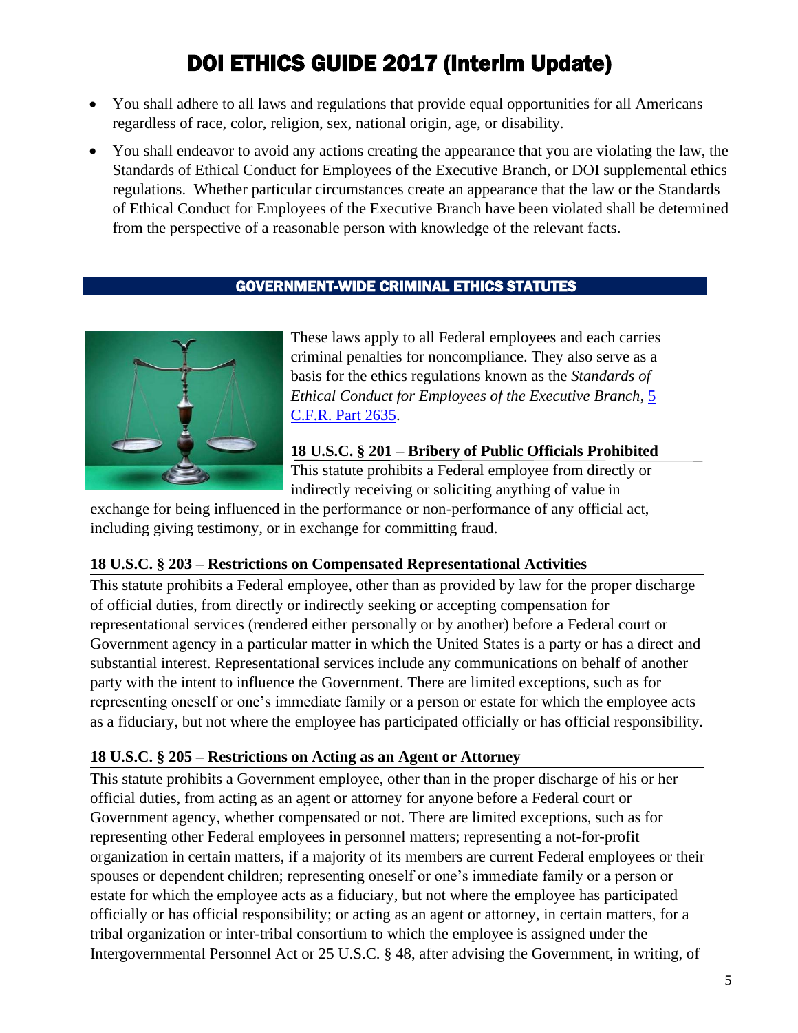- You shall adhere to all laws and regulations that provide equal opportunities for all Americans regardless of race, color, religion, sex, national origin, age, or disability.
- You shall endeavor to avoid any actions creating the appearance that you are violating the law, the Standards of Ethical Conduct for Employees of the Executive Branch, or DOI supplemental ethics regulations. Whether particular circumstances create an appearance that the law or the Standards of Ethical Conduct for Employees of the Executive Branch have been violated shall be determined from the perspective of a reasonable person with knowledge of the relevant facts.

## GOVERNMENT-WIDE CRIMINAL ETHICS STATUTES

These laws apply to all Federal employees and each carries criminal penalties for noncompliance. They also serve as a basis for the ethics regulations known as the *Standards of Ethical Conduct for Employees of the Executive Branch*, [5 C.F.R. Part 2635](5 C.F.R. Part 2635).

### 18 U.S.C. § 201 – Bribery of Public Officials Prohibited

This statute prohibits a Federal employee from directly or indirectly receiving or soliciting anything of value in exchange for being influenced in the performance or non-performance of any official act, including giving testimony, or in exchange for committing fraud.

### 18 U.S.C. § 203 – Restrictions on Compensated Representational Activities

This statute prohibits a Federal employee, other than as provided by law for the proper discharge of official duties, from directly or indirectly seeking or accepting compensation for representational services (rendered either personally or by another) before a Federal court or Government agency in a particular matter in which the United States is a party or has a direct and substantial interest. Representational services include any communications on behalf of another party with the intent to influence the Government. There are limited exceptions, such as for representing oneself or one's immediate family or a person or estate for which the employee acts as a fiduciary, but not where the employee has participated officially or has official responsibility.

### 18 U.S.C. § 205 – Restrictions on Acting as an Agent or Attorney

This statute prohibits a Government employee, other than in the proper discharge of his or her official duties, from acting as an agent or attorney for anyone before a Federal court or Government agency, whether compensated or not. There are limited exceptions, such as for representing other Federal employees in personnel matters; representing a not-for-profit organization in certain matters, if a majority of its members are current Federal employees or their spouses or dependent children; representing oneself or one's immediate family or a person or estate for which the employee acts as a fiduciary, but not where the employee has participated officially or has official responsibility; or acting as an agent or attorney, in certain matters, for a tribal organization or inter-tribal consortium to which the employee is assigned under the Intergovernmental Personnel Act or 25 U.S.C. § 48, after advising the Government, in writing, of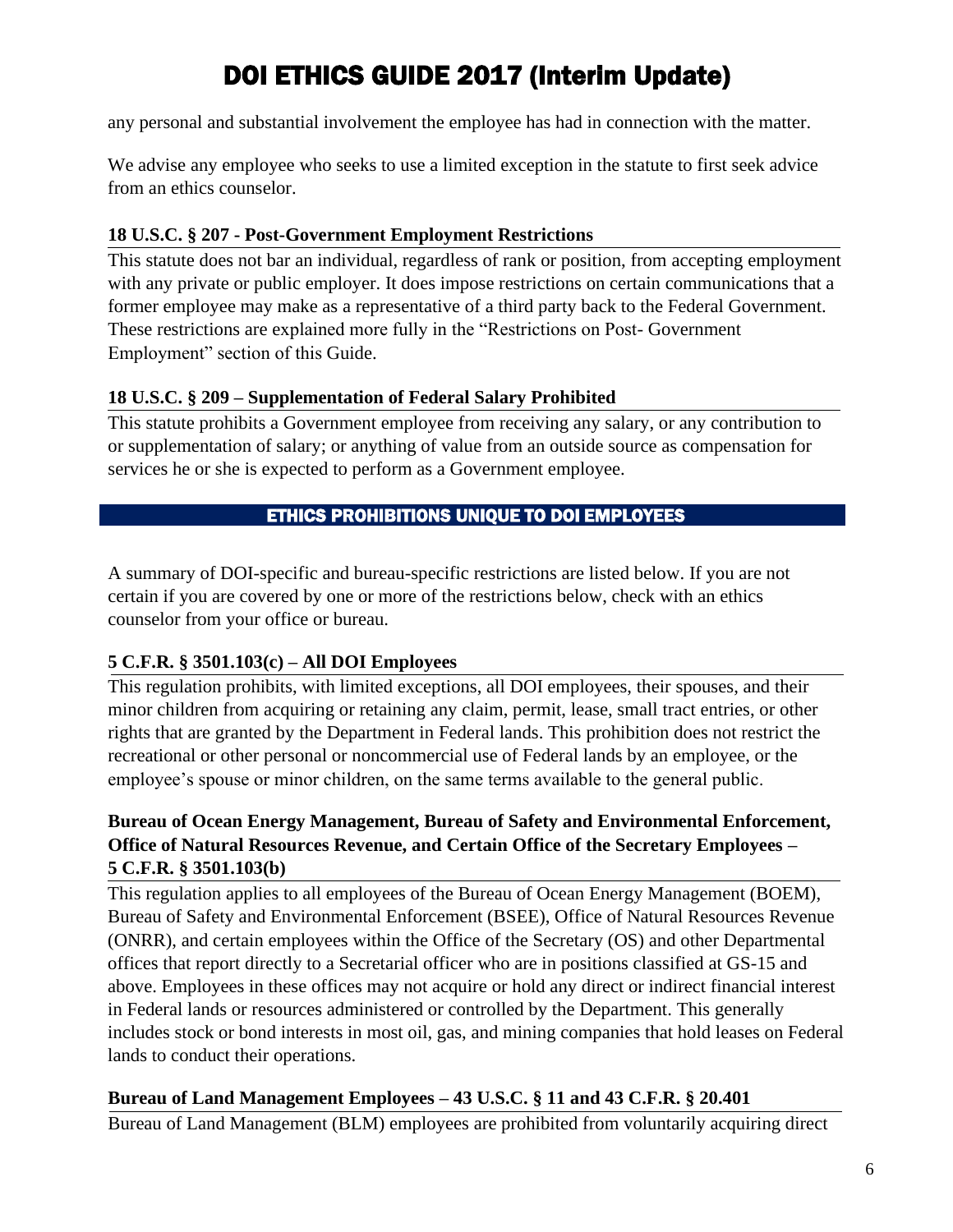any personal and substantial involvement the employee has had in connection with the matter.

We advise any employee who seeks to use a limited exception in the statute to first seek advice from an ethics counselor.

**18 U.S.C. § 207 - Post-Government Employment Restrictions**

This statute does not bar an individual, regardless of rank or position, from accepting employment with any private or public employer. It does impose restrictions on certain communications that a former employee may make as a representative of a third party back to the Federal Government. These restrictions are explained more fully in the "Restrictions on Post- Government Employment" section of this Guide.

**18 U.S.C. § 209 – Supplementation of Federal Salary Prohibited**

This statute prohibits a Government employee from receiving any salary, or any contribution to or supplementation of salary; or anything of value from an outside source as compensation for services he or she is expected to perform as a Government employee.

## ETHICS PROHIBITIONS UNIQUE TO DOI EMPLOYEES

A summary of DOI-specific and bureau-specific restrictions are listed below. If you are not certain if you are covered by one or more of the restrictions below, check with an ethics counselor from your office or bureau.

**5 C.F.R. § 3501.103(c) – All DOI Employees**

This regulation prohibits, with limited exceptions, all DOI employees, their spouses, and their minor children from acquiring or retaining any claim, permit, lease, small tract entries, or other rights that are granted by the Department in Federal lands. This prohibition does not restrict the recreational or other personal or noncommercial use of Federal lands by an employee, or the employee's spouse or minor children, on the same terms available to the general public.

**Bureau of Ocean Energy Management, Bureau of Safety and Environmental Enforcement, Office of Natural Resources Revenue, and Certain Office of the Secretary Employees – 5 C.F.R. § 3501.103(b)**

This regulation applies to all employees of the Bureau of Ocean Energy Management (BOEM), Bureau of Safety and Environmental Enforcement (BSEE), Office of Natural Resources Revenue (ONRR), and certain employees within the Office of the Secretary (OS) and other Departmental offices that report directly to a Secretarial officer who are in positions classified at GS-15 and above. Employees in these offices may not acquire or hold any direct or indirect financial interest in Federal lands or resources administered or controlled by the Department. This generally includes stock or bond interests in most oil, gas, and mining companies that hold leases on Federal lands to conduct their operations.

**Bureau of Land Management Employees – 43 U.S.C. § 11 and 43 C.F.R. § 20.401**

Bureau of Land Management (BLM) employees are prohibited from voluntarily acquiring direct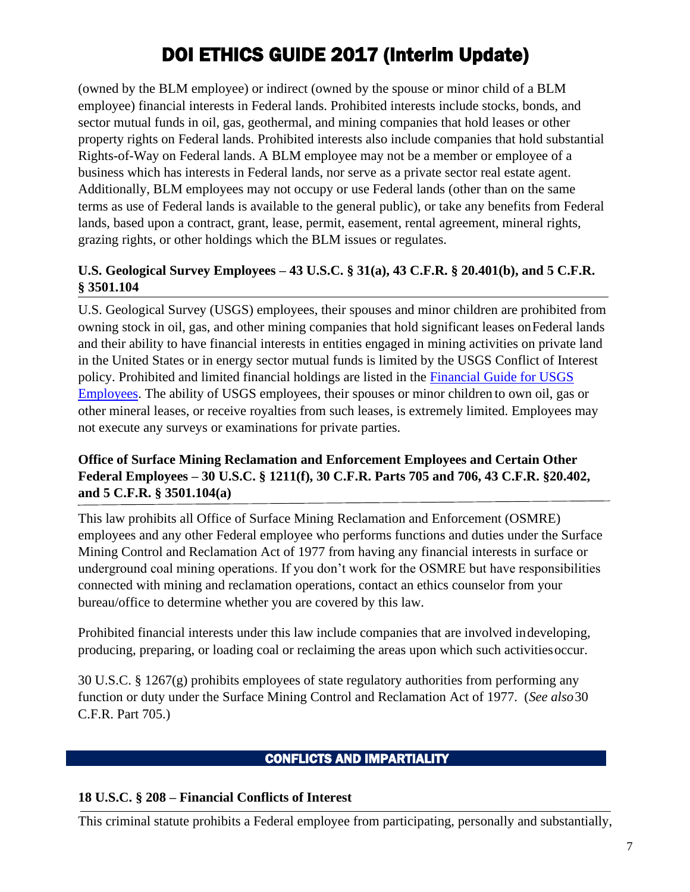(owned by the BLM employee) or indirect (owned by the spouse or minor child of a BLM employee) financial interests in Federal lands. Prohibited interests include stocks, bonds, and sector mutual funds in oil, gas, geothermal, and mining companies that hold leases or other property rights on Federal lands. Prohibited interests also include companies that hold substantial Rights-of-Way on Federal lands. A BLM employee may not be a member or employee of a business which has interests in Federal lands, nor serve as a private sector real estate agent. Additionally, BLM employees may not occupy or use Federal lands (other than on the same terms as use of Federal lands is available to the general public), or take any benefits from Federal lands, based upon a contract, grant, lease, permit, easement, rental agreement, mineral rights, grazing rights, or other holdings which the BLM issues or regulates.

### U.S. Geological Survey Employees – 43 U.S.C. § 31(a), 43 C.F.R. § 20.401(b), and 5 C.F.R. § 3501.104

U.S. Geological Survey (USGS) employees, their spouses and minor children are prohibited from owning stock in oil, gas, and other mining companies that hold significant leases on Federal lands and their ability to have financial interests in entities engaged in mining activities on private land in the United States or in energy sector mutual funds is limited by the USGS Conflict of Interest policy. Prohibited and limited financial holdings are listed in the [Financial Guide for USGS Employees](). The ability of USGS employees, their spouses or minor children to own oil, gas or other mineral leases, or receive royalties from such leases, is extremely limited. Employees may not execute any surveys or examinations for private parties.

### Office of Surface Mining Reclamation and Enforcement Employees and Certain Other Federal Employees – 30 U.S.C. § 1211(f), 30 C.F.R. Parts 705 and 706, 43 C.F.R. §20.402, and 5 C.F.R. § 3501.104(a)

This law prohibits all Office of Surface Mining Reclamation and Enforcement (OSMRE) employees and any other Federal employee who performs functions and duties under the Surface Mining Control and Reclamation Act of 1977 from having any financial interests in surface or underground coal mining operations. If you don't work for the OSMRE but have responsibilities connected with mining and reclamation operations, contact an ethics counselor from your bureau/office to determine whether you are covered by this law.

Prohibited financial interests under this law include companies that are involved in developing, producing, preparing, or loading coal or reclaiming the areas upon which such activities occur.

30 U.S.C. § 1267(g) prohibits employees of state regulatory authorities from performing any function or duty under the Surface Mining Control and Reclamation Act of 1977. (*See also* 30 C.F.R. Part 705.)

## CONFLICTS AND IMPARTIALITY

### 18 U.S.C. § 208 – Financial Conflicts of Interest

This criminal statute prohibits a Federal employee from participating, personally and substantially,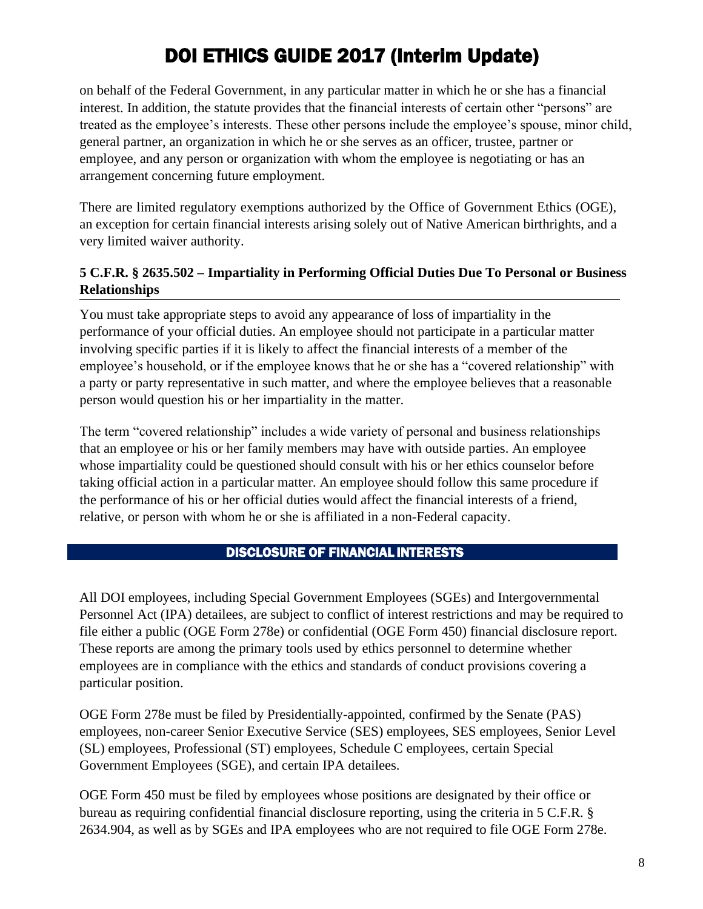on behalf of the Federal Government, in any particular matter in which he or she has a financial interest. In addition, the statute provides that the financial interests of certain other "persons" are treated as the employee's interests. These other persons include the employee's spouse, minor child, general partner, an organization in which he or she serves as an officer, trustee, partner or employee, and any person or organization with whom the employee is negotiating or has an arrangement concerning future employment.

There are limited regulatory exemptions authorized by the Office of Government Ethics (OGE), an exception for certain financial interests arising solely out of Native American birthrights, and a very limited waiver authority.

### 5 C.F.R. § 2635.502 – Impartiality in Performing Official Duties Due To Personal or Business Relationships

You must take appropriate steps to avoid any appearance of loss of impartiality in the performance of your official duties. An employee should not participate in a particular matter involving specific parties if it is likely to affect the financial interests of a member of the employee's household, or if the employee knows that he or she has a "covered relationship" with a party or party representative in such matter, and where the employee believes that a reasonable person would question his or her impartiality in the matter.

The term "covered relationship" includes a wide variety of personal and business relationships that an employee or his or her family members may have with outside parties. An employee whose impartiality could be questioned should consult with his or her ethics counselor before taking official action in a particular matter. An employee should follow this same procedure if the performance of his or her official duties would affect the financial interests of a friend, relative, or person with whom he or she is affiliated in a non-Federal capacity.

## DISCLOSURE OF FINANCIAL INTERESTS

All DOI employees, including Special Government Employees (SGEs) and Intergovernmental Personnel Act (IPA) detailees, are subject to conflict of interest restrictions and may be required to file either a public (OGE Form 278e) or confidential (OGE Form 450) financial disclosure report. These reports are among the primary tools used by ethics personnel to determine whether employees are in compliance with the ethics and standards of conduct provisions covering a particular position.

OGE Form 278e must be filed by Presidentially-appointed, confirmed by the Senate (PAS) employees, non-career Senior Executive Service (SES) employees, SES employees, Senior Level (SL) employees, Professional (ST) employees, Schedule C employees, certain Special Government Employees (SGE), and certain IPA detailees.

OGE Form 450 must be filed by employees whose positions are designated by their office or bureau as requiring confidential financial disclosure reporting, using the criteria in 5 C.F.R. § 2634.904, as well as by SGEs and IPA employees who are not required to file OGE Form 278e.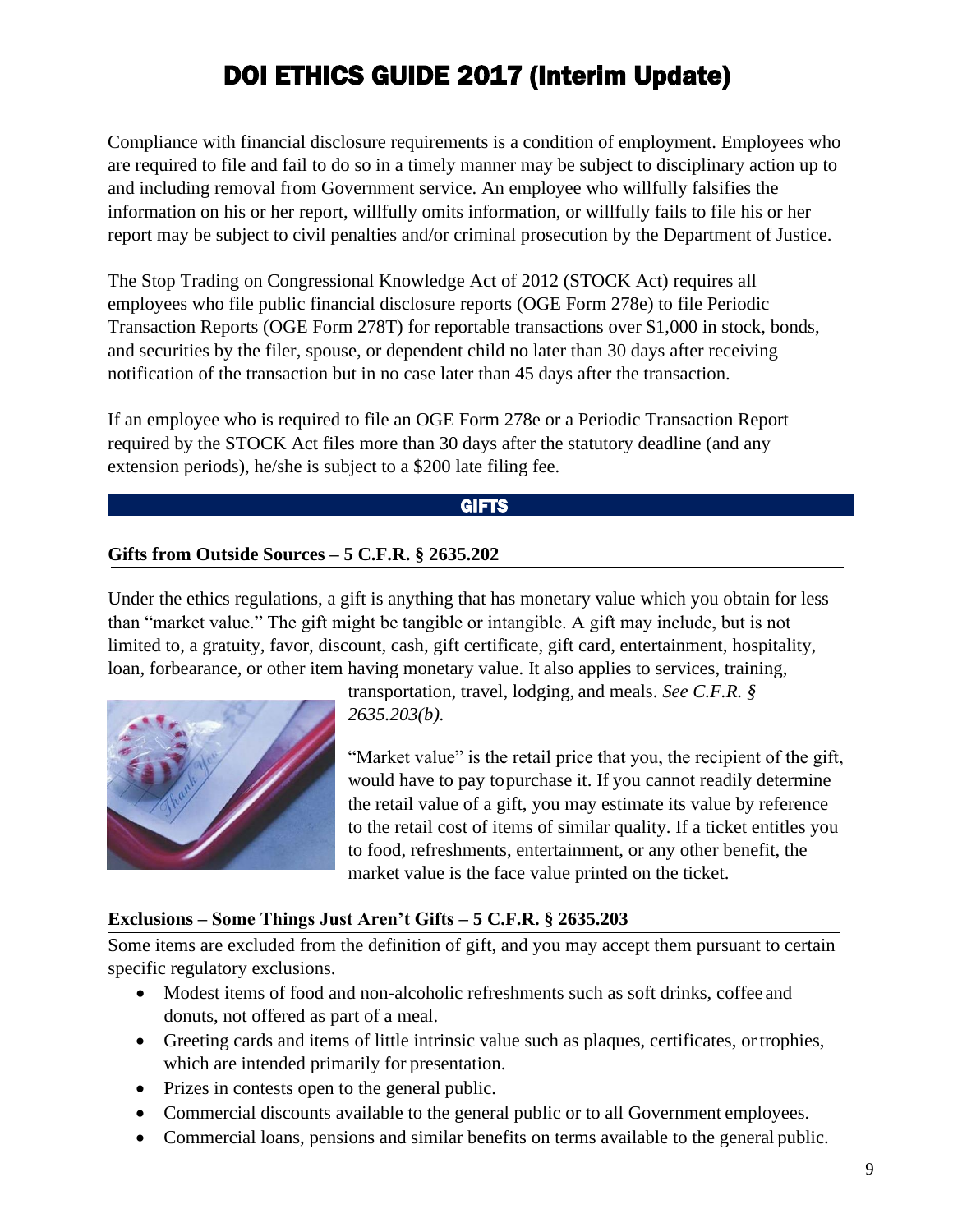Compliance with financial disclosure requirements is a condition of employment. Employees who are required to file and fail to do so in a timely manner may be subject to disciplinary action up to and including removal from Government service. An employee who willfully falsifies the information on his or her report, willfully omits information, or willfully fails to file his or her report may be subject to civil penalties and/or criminal prosecution by the Department of Justice.

The Stop Trading on Congressional Knowledge Act of 2012 (STOCK Act) requires all employees who file public financial disclosure reports (OGE Form 278e) to file Periodic Transaction Reports (OGE Form 278T) for reportable transactions over $1,000 in stock, bonds, and securities by the filer, spouse, or dependent child no later than 30 days after receiving notification of the transaction but in no case later than 45 days after the transaction.

If an employee who is required to file an OGE Form 278e or a Periodic Transaction Report required by the STOCK Act files more than 30 days after the statutory deadline (and any extension periods), he/she is subject to a $200 late filing fee.

## GIFTS

### Gifts from Outside Sources – 5 C.F.R. § 2635.202

Under the ethics regulations, a gift is anything that has monetary value which you obtain for less than "market value." The gift might be tangible or intangible. A gift may include, but is not limited to, a gratuity, favor, discount, cash, gift certificate, gift card, entertainment, hospitality, loan, forbearance, or other item having monetary value. It also applies to services, training, transportation, travel, lodging, and meals. *See C.F.R. § 2635.203(b).*

"Market value" is the retail price that you, the recipient of the gift, would have to pay to purchase it. If you cannot readily determine the retail value of a gift, you may estimate its value by reference to the retail cost of items of similar quality. If a ticket entitles you to food, refreshments, entertainment, or any other benefit, the market value is the face value printed on the ticket.

### Exclusions – Some Things Just Aren't Gifts – 5 C.F.R. § 2635.203

Some items are excluded from the definition of gift, and you may accept them pursuant to certain specific regulatory exclusions.

- Modest items of food and non-alcoholic refreshments such as soft drinks, coffee and donuts, not offered as part of a meal.
- Greeting cards and items of little intrinsic value such as plaques, certificates, or trophies, which are intended primarily for presentation.
- Prizes in contests open to the general public.
- Commercial discounts available to the general public or to all Government employees.
- Commercial loans, pensions and similar benefits on terms available to the general public.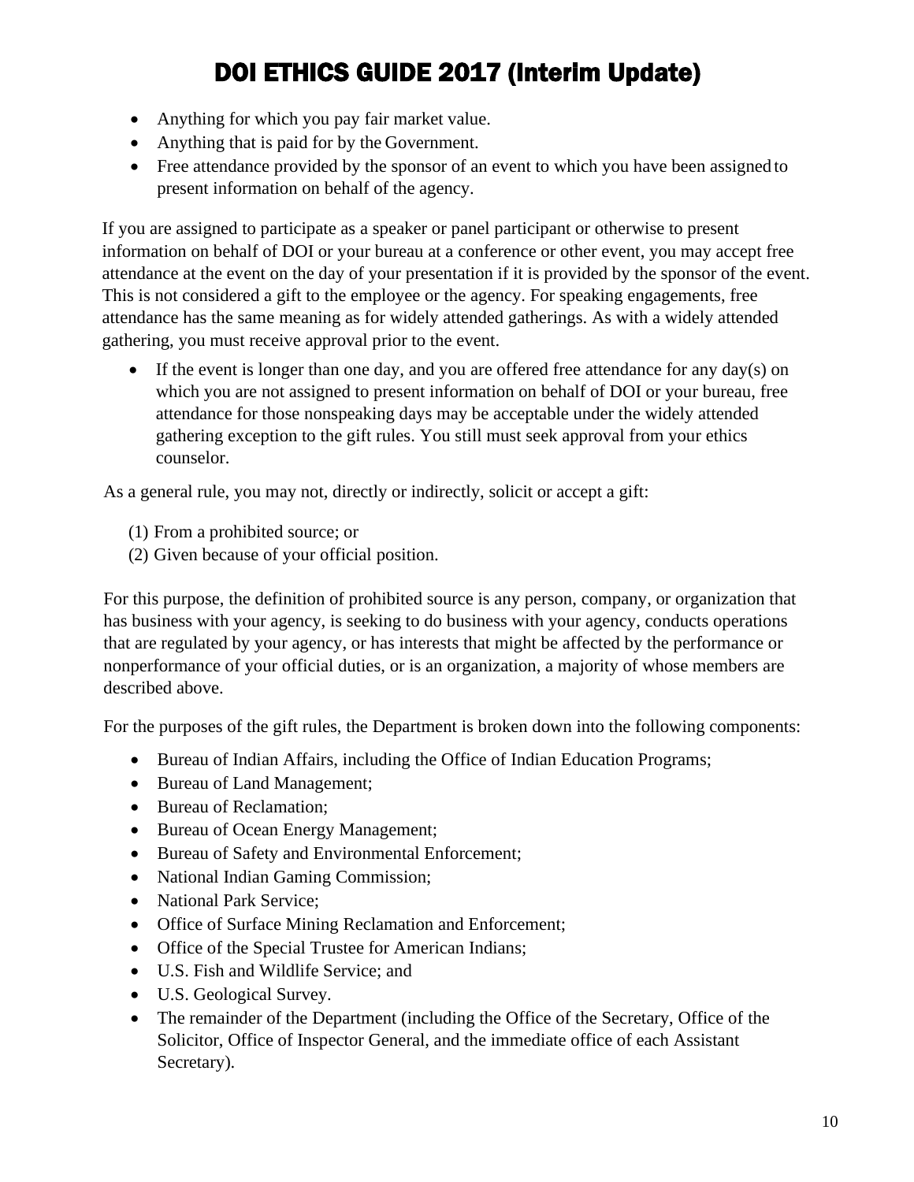- Anything for which you pay fair market value.
- Anything that is paid for by the Government.
- Free attendance provided by the sponsor of an event to which you have been assigned to present information on behalf of the agency.

If you are assigned to participate as a speaker or panel participant or otherwise to present information on behalf of DOI or your bureau at a conference or other event, you may accept free attendance at the event on the day of your presentation if it is provided by the sponsor of the event. This is not considered a gift to the employee or the agency. For speaking engagements, free attendance has the same meaning as for widely attended gatherings. As with a widely attended gathering, you must receive approval prior to the event.

- If the event is longer than one day, and you are offered free attendance for any day(s) on which you are not assigned to present information on behalf of DOI or your bureau, free attendance for those nonspeaking days may be acceptable under the widely attended gathering exception to the gift rules. You still must seek approval from your ethics counselor.

As a general rule, you may not, directly or indirectly, solicit or accept a gift:

(1) From a prohibited source; or
(2) Given because of your official position.

For this purpose, the definition of prohibited source is any person, company, or organization that has business with your agency, is seeking to do business with your agency, conducts operations that are regulated by your agency, or has interests that might be affected by the performance or nonperformance of your official duties, or is an organization, a majority of whose members are described above.

For the purposes of the gift rules, the Department is broken down into the following components:

- Bureau of Indian Affairs, including the Office of Indian Education Programs;
- Bureau of Land Management;
- Bureau of Reclamation;
- Bureau of Ocean Energy Management;
- Bureau of Safety and Environmental Enforcement;
- National Indian Gaming Commission;
- National Park Service;
- Office of Surface Mining Reclamation and Enforcement;
- Office of the Special Trustee for American Indians;
- U.S. Fish and Wildlife Service; and
- U.S. Geological Survey.
- The remainder of the Department (including the Office of the Secretary, Office of the Solicitor, Office of Inspector General, and the immediate office of each Assistant Secretary).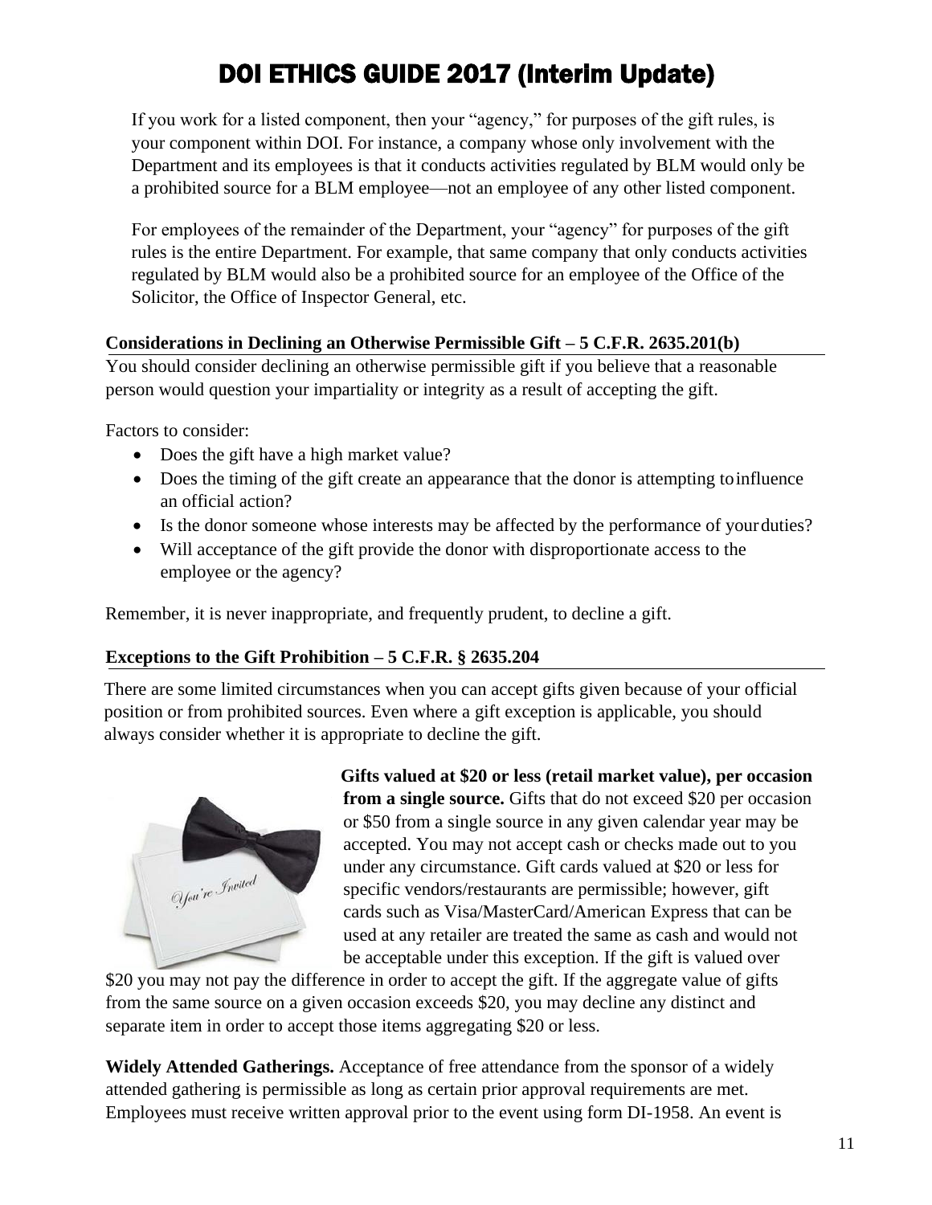If you work for a listed component, then your "agency," for purposes of the gift rules, is your component within DOI. For instance, a company whose only involvement with the Department and its employees is that it conducts activities regulated by BLM would only be a prohibited source for a BLM employee—not an employee of any other listed component.

For employees of the remainder of the Department, your "agency" for purposes of the gift rules is the entire Department. For example, that same company that only conducts activities regulated by BLM would also be a prohibited source for an employee of the Office of the Solicitor, the Office of Inspector General, etc.

### Considerations in Declining an Otherwise Permissible Gift – 5 C.F.R. 2635.201(b)

You should consider declining an otherwise permissible gift if you believe that a reasonable person would question your impartiality or integrity as a result of accepting the gift.

Factors to consider:

- Does the gift have a high market value?
- Does the timing of the gift create an appearance that the donor is attempting to influence an official action?
- Is the donor someone whose interests may be affected by the performance of your duties?
- Will acceptance of the gift provide the donor with disproportionate access to the employee or the agency?

Remember, it is never inappropriate, and frequently prudent, to decline a gift.

### Exceptions to the Gift Prohibition – 5 C.F.R. § 2635.204

There are some limited circumstances when you can accept gifts given because of your official position or from prohibited sources. Even where a gift exception is applicable, you should always consider whether it is appropriate to decline the gift.

**Gifts valued at $20 or less (retail market value), per occasion from a single source.** Gifts that do not exceed $20 per occasion or $50 from a single source in any given calendar year may be accepted. You may not accept cash or checks made out to you under any circumstance. Gift cards valued at $20 or less for specific vendors/restaurants are permissible; however, gift cards such as Visa/MasterCard/American Express that can be used at any retailer are treated the same as cash and would not be acceptable under this exception. If the gift is valued over $20 you may not pay the difference in order to accept the gift. If the aggregate value of gifts from the same source on a given occasion exceeds $20, you may decline any distinct and separate item in order to accept those items aggregating $20 or less.

**Widely Attended Gatherings.** Acceptance of free attendance from the sponsor of a widely attended gathering is permissible as long as certain prior approval requirements are met. Employees must receive written approval prior to the event using form DI-1958. An event is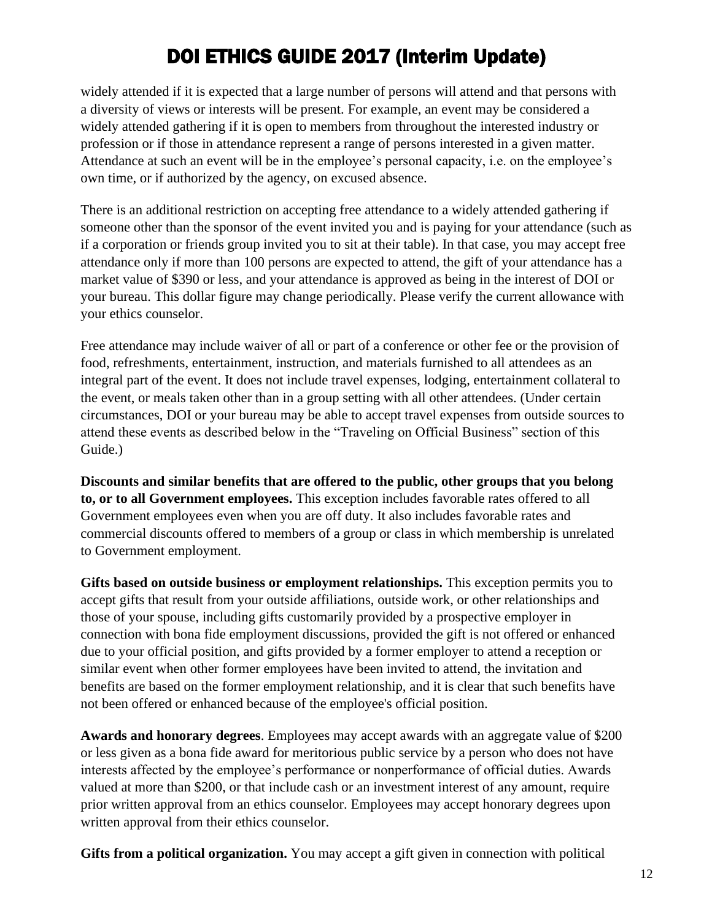widely attended if it is expected that a large number of persons will attend and that persons with a diversity of views or interests will be present. For example, an event may be considered a widely attended gathering if it is open to members from throughout the interested industry or profession or if those in attendance represent a range of persons interested in a given matter. Attendance at such an event will be in the employee's personal capacity, i.e. on the employee's own time, or if authorized by the agency, on excused absence.

There is an additional restriction on accepting free attendance to a widely attended gathering if someone other than the sponsor of the event invited you and is paying for your attendance (such as if a corporation or friends group invited you to sit at their table). In that case, you may accept free attendance only if more than 100 persons are expected to attend, the gift of your attendance has a market value of $390 or less, and your attendance is approved as being in the interest of DOI or your bureau. This dollar figure may change periodically. Please verify the current allowance with your ethics counselor.

Free attendance may include waiver of all or part of a conference or other fee or the provision of food, refreshments, entertainment, instruction, and materials furnished to all attendees as an integral part of the event. It does not include travel expenses, lodging, entertainment collateral to the event, or meals taken other than in a group setting with all other attendees. (Under certain circumstances, DOI or your bureau may be able to accept travel expenses from outside sources to attend these events as described below in the "Traveling on Official Business" section of this Guide.)

**Discounts and similar benefits that are offered to the public, other groups that you belong to, or to all Government employees.** This exception includes favorable rates offered to all Government employees even when you are off duty. It also includes favorable rates and commercial discounts offered to members of a group or class in which membership is unrelated to Government employment.

**Gifts based on outside business or employment relationships.** This exception permits you to accept gifts that result from your outside affiliations, outside work, or other relationships and those of your spouse, including gifts customarily provided by a prospective employer in connection with bona fide employment discussions, provided the gift is not offered or enhanced due to your official position, and gifts provided by a former employer to attend a reception or similar event when other former employees have been invited to attend, the invitation and benefits are based on the former employment relationship, and it is clear that such benefits have not been offered or enhanced because of the employee's official position.

**Awards and honorary degrees**. Employees may accept awards with an aggregate value of $200 or less given as a bona fide award for meritorious public service by a person who does not have interests affected by the employee's performance or nonperformance of official duties. Awards valued at more than $200, or that include cash or an investment interest of any amount, require prior written approval from an ethics counselor. Employees may accept honorary degrees upon written approval from their ethics counselor.

**Gifts from a political organization.** You may accept a gift given in connection with political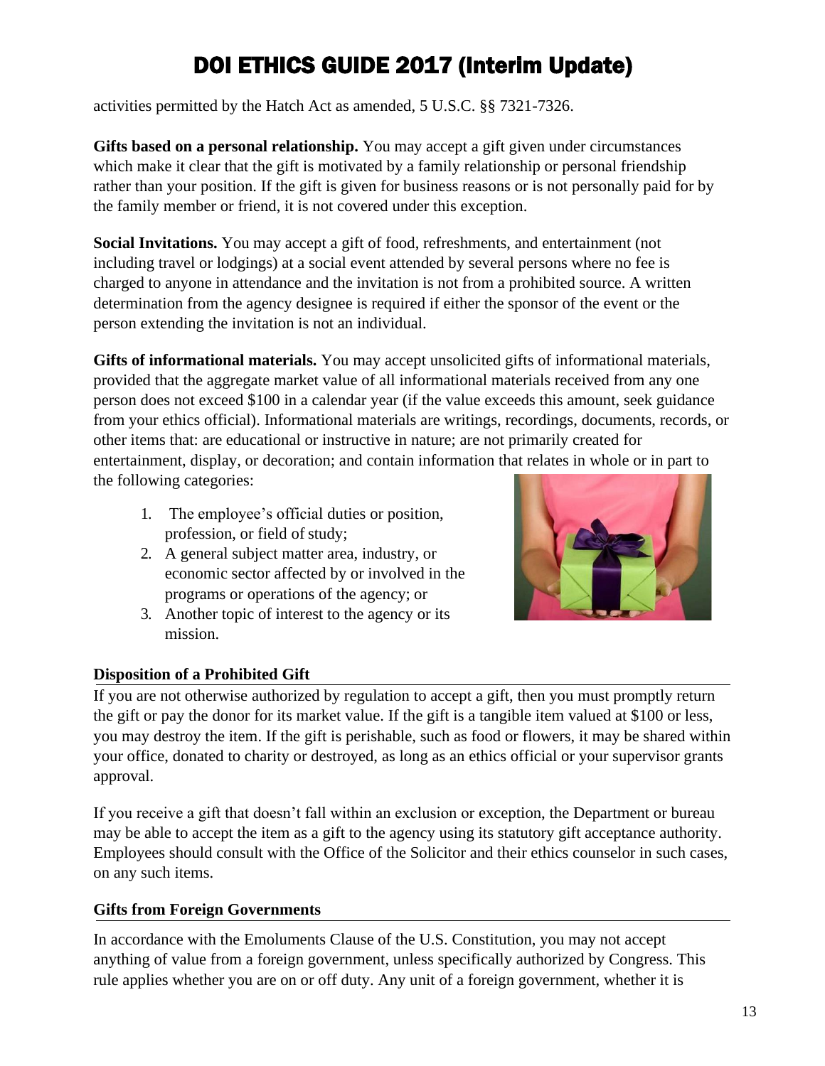activities permitted by the Hatch Act as amended, 5 U.S.C. §§ 7321-7326.

**Gifts based on a personal relationship.** You may accept a gift given under circumstances which make it clear that the gift is motivated by a family relationship or personal friendship rather than your position. If the gift is given for business reasons or is not personally paid for by the family member or friend, it is not covered under this exception.

**Social Invitations.** You may accept a gift of food, refreshments, and entertainment (not including travel or lodgings) at a social event attended by several persons where no fee is charged to anyone in attendance and the invitation is not from a prohibited source. A written determination from the agency designee is required if either the sponsor of the event or the person extending the invitation is not an individual.

**Gifts of informational materials.** You may accept unsolicited gifts of informational materials, provided that the aggregate market value of all informational materials received from any one person does not exceed $100 in a calendar year (if the value exceeds this amount, seek guidance from your ethics official). Informational materials are writings, recordings, documents, records, or other items that: are educational or instructive in nature; are not primarily created for entertainment, display, or decoration; and contain information that relates in whole or in part to the following categories:

1. The employee's official duties or position, profession, or field of study;
2. A general subject matter area, industry, or economic sector affected by or involved in the programs or operations of the agency; or
3. Another topic of interest to the agency or its mission.

### Disposition of a Prohibited Gift

If you are not otherwise authorized by regulation to accept a gift, then you must promptly return the gift or pay the donor for its market value. If the gift is a tangible item valued at $100 or less, you may destroy the item. If the gift is perishable, such as food or flowers, it may be shared within your office, donated to charity or destroyed, as long as an ethics official or your supervisor grants approval.

If you receive a gift that doesn't fall within an exclusion or exception, the Department or bureau may be able to accept the item as a gift to the agency using its statutory gift acceptance authority. Employees should consult with the Office of the Solicitor and their ethics counselor in such cases, on any such items.

### Gifts from Foreign Governments

In accordance with the Emoluments Clause of the U.S. Constitution, you may not accept anything of value from a foreign government, unless specifically authorized by Congress. This rule applies whether you are on or off duty. Any unit of a foreign government, whether it is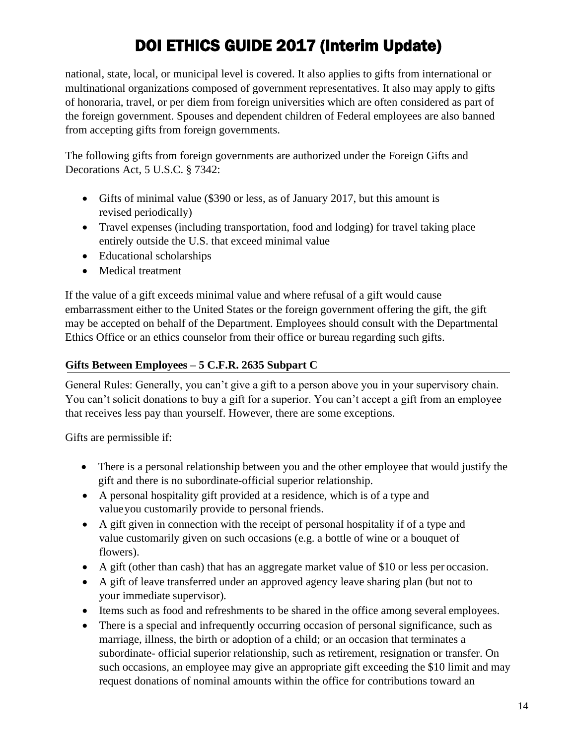national, state, local, or municipal level is covered. It also applies to gifts from international or multinational organizations composed of government representatives. It also may apply to gifts of honoraria, travel, or per diem from foreign universities which are often considered as part of the foreign government. Spouses and dependent children of Federal employees are also banned from accepting gifts from foreign governments.

The following gifts from foreign governments are authorized under the Foreign Gifts and Decorations Act, 5 U.S.C. § 7342:

- Gifts of minimal value ($390 or less, as of January 2017, but this amount is revised periodically)
- Travel expenses (including transportation, food and lodging) for travel taking place entirely outside the U.S. that exceed minimal value
- Educational scholarships
- Medical treatment

If the value of a gift exceeds minimal value and where refusal of a gift would cause embarrassment either to the United States or the foreign government offering the gift, the gift may be accepted on behalf of the Department. Employees should consult with the Departmental Ethics Office or an ethics counselor from their office or bureau regarding such gifts.

### Gifts Between Employees – 5 C.F.R. 2635 Subpart C

General Rules: Generally, you can't give a gift to a person above you in your supervisory chain. You can't solicit donations to buy a gift for a superior. You can't accept a gift from an employee that receives less pay than yourself. However, there are some exceptions.

Gifts are permissible if:

- There is a personal relationship between you and the other employee that would justify the gift and there is no subordinate-official superior relationship.
- A personal hospitality gift provided at a residence, which is of a type and value you customarily provide to personal friends.
- A gift given in connection with the receipt of personal hospitality if of a type and value customarily given on such occasions (e.g. a bottle of wine or a bouquet of flowers).
- A gift (other than cash) that has an aggregate market value of $10 or less per occasion.
- A gift of leave transferred under an approved agency leave sharing plan (but not to your immediate supervisor).
- Items such as food and refreshments to be shared in the office among several employees.
- There is a special and infrequently occurring occasion of personal significance, such as marriage, illness, the birth or adoption of a child; or an occasion that terminates a subordinate- official superior relationship, such as retirement, resignation or transfer. On such occasions, an employee may give an appropriate gift exceeding the $10 limit and may request donations of nominal amounts within the office for contributions toward an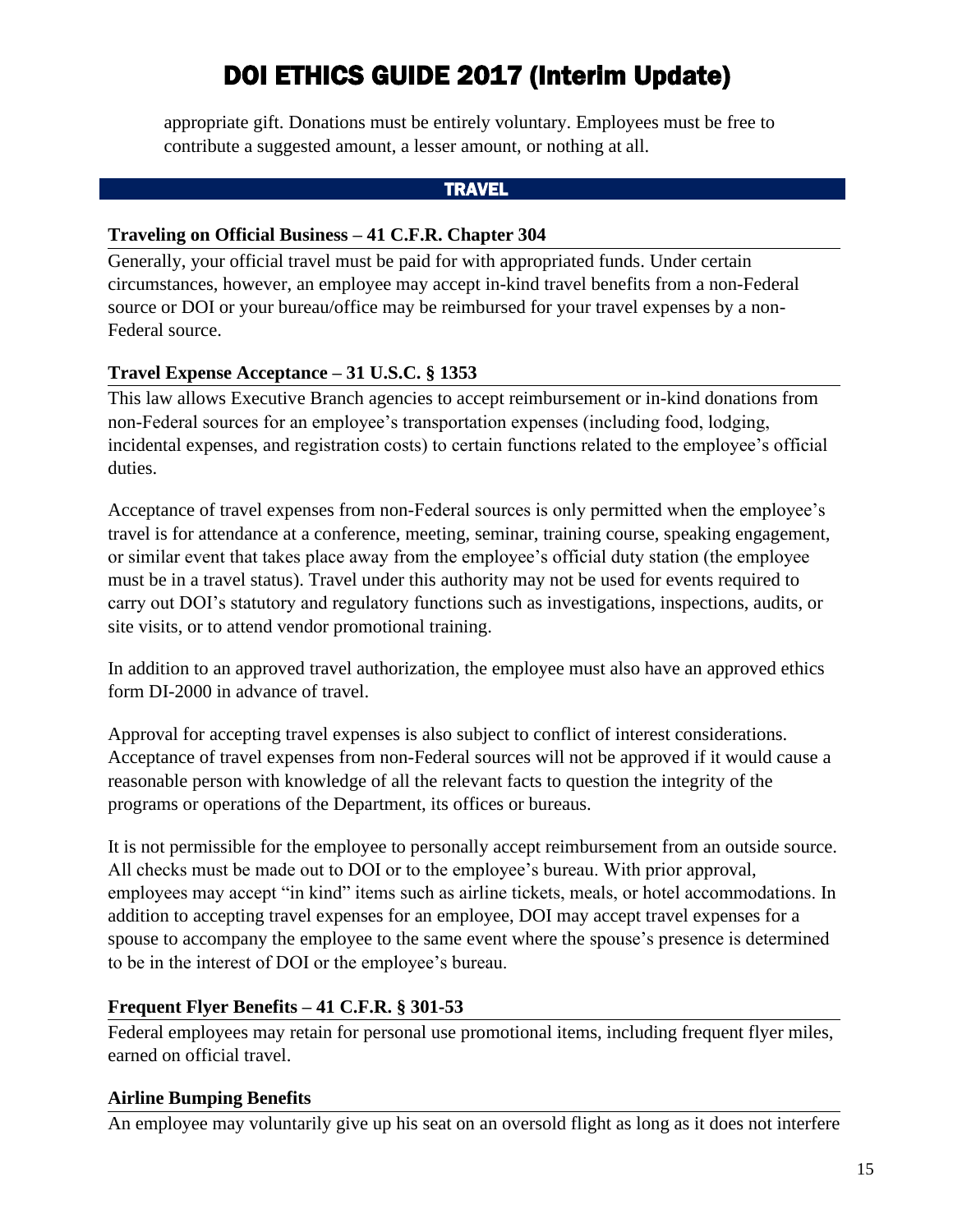appropriate gift. Donations must be entirely voluntary. Employees must be free to contribute a suggested amount, a lesser amount, or nothing at all.

## TRAVEL

### Traveling on Official Business – 41 C.F.R. Chapter 304

Generally, your official travel must be paid for with appropriated funds. Under certain circumstances, however, an employee may accept in-kind travel benefits from a non-Federal source or DOI or your bureau/office may be reimbursed for your travel expenses by a non-Federal source.

### Travel Expense Acceptance – 31 U.S.C. § 1353

This law allows Executive Branch agencies to accept reimbursement or in-kind donations from non-Federal sources for an employee's transportation expenses (including food, lodging, incidental expenses, and registration costs) to certain functions related to the employee's official duties.

Acceptance of travel expenses from non-Federal sources is only permitted when the employee's travel is for attendance at a conference, meeting, seminar, training course, speaking engagement, or similar event that takes place away from the employee's official duty station (the employee must be in a travel status). Travel under this authority may not be used for events required to carry out DOI's statutory and regulatory functions such as investigations, inspections, audits, or site visits, or to attend vendor promotional training.

In addition to an approved travel authorization, the employee must also have an approved ethics form DI-2000 in advance of travel.

Approval for accepting travel expenses is also subject to conflict of interest considerations. Acceptance of travel expenses from non-Federal sources will not be approved if it would cause a reasonable person with knowledge of all the relevant facts to question the integrity of the programs or operations of the Department, its offices or bureaus.

It is not permissible for the employee to personally accept reimbursement from an outside source. All checks must be made out to DOI or to the employee's bureau. With prior approval, employees may accept "in kind" items such as airline tickets, meals, or hotel accommodations. In addition to accepting travel expenses for an employee, DOI may accept travel expenses for a spouse to accompany the employee to the same event where the spouse's presence is determined to be in the interest of DOI or the employee's bureau.

### Frequent Flyer Benefits – 41 C.F.R. § 301-53

Federal employees may retain for personal use promotional items, including frequent flyer miles, earned on official travel.

### Airline Bumping Benefits

An employee may voluntarily give up his seat on an oversold flight as long as it does not interfere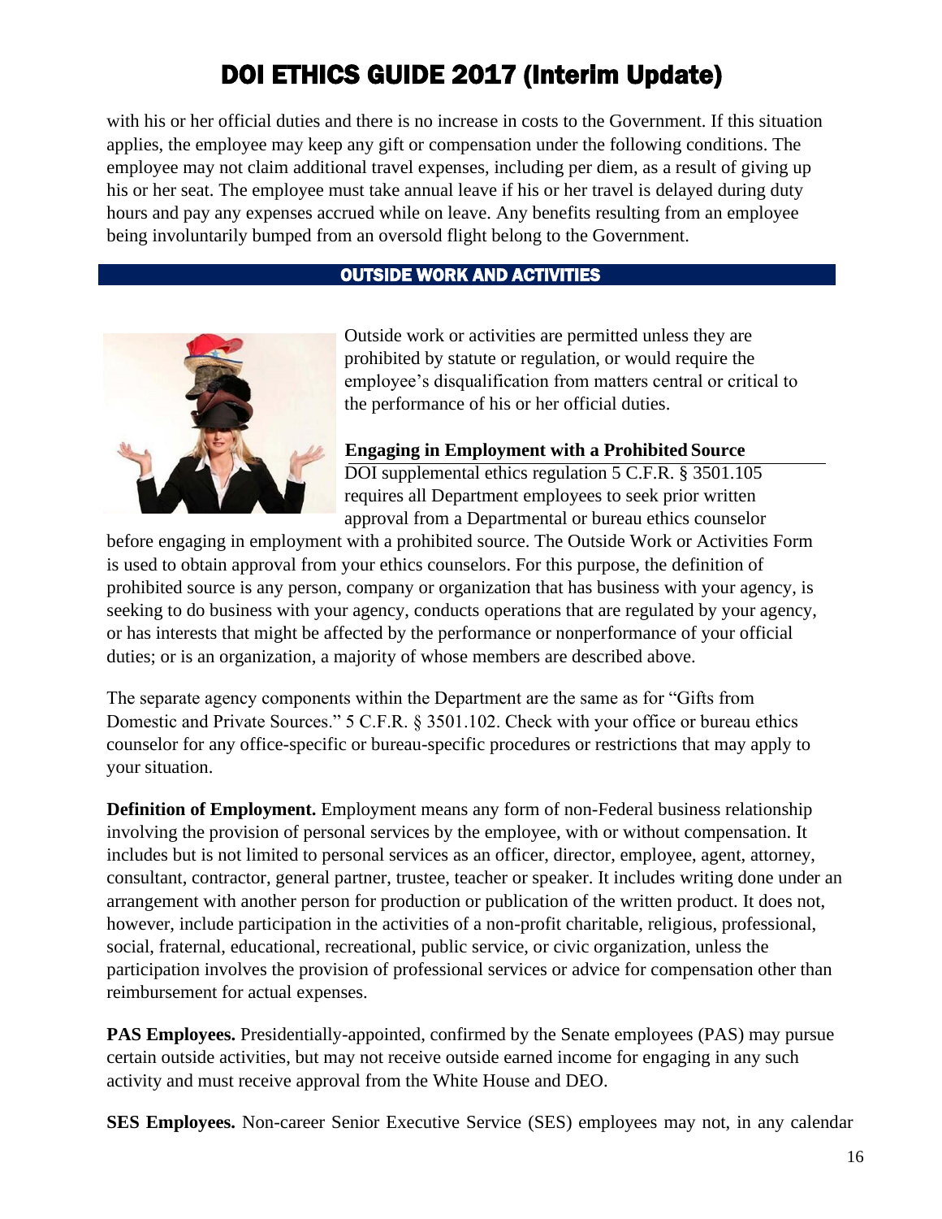with his or her official duties and there is no increase in costs to the Government. If this situation applies, the employee may keep any gift or compensation under the following conditions. The employee may not claim additional travel expenses, including per diem, as a result of giving up his or her seat. The employee must take annual leave if his or her travel is delayed during duty hours and pay any expenses accrued while on leave. Any benefits resulting from an employee being involuntarily bumped from an oversold flight belong to the Government.

## OUTSIDE WORK AND ACTIVITIES

Outside work or activities are permitted unless they are prohibited by statute or regulation, or would require the employee's disqualification from matters central or critical to the performance of his or her official duties.

**Engaging in Employment with a Prohibited Source**

DOI supplemental ethics regulation 5 C.F.R. § 3501.105 requires all Department employees to seek prior written approval from a Departmental or bureau ethics counselor before engaging in employment with a prohibited source. The Outside Work or Activities Form is used to obtain approval from your ethics counselors. For this purpose, the definition of prohibited source is any person, company or organization that has business with your agency, is seeking to do business with your agency, conducts operations that are regulated by your agency, or has interests that might be affected by the performance or nonperformance of your official duties; or is an organization, a majority of whose members are described above.

The separate agency components within the Department are the same as for "Gifts from Domestic and Private Sources." 5 C.F.R. § 3501.102. Check with your office or bureau ethics counselor for any office-specific or bureau-specific procedures or restrictions that may apply to your situation.

**Definition of Employment.** Employment means any form of non-Federal business relationship involving the provision of personal services by the employee, with or without compensation. It includes but is not limited to personal services as an officer, director, employee, agent, attorney, consultant, contractor, general partner, trustee, teacher or speaker. It includes writing done under an arrangement with another person for production or publication of the written product. It does not, however, include participation in the activities of a non-profit charitable, religious, professional, social, fraternal, educational, recreational, public service, or civic organization, unless the participation involves the provision of professional services or advice for compensation other than reimbursement for actual expenses.

**PAS Employees.** Presidentially-appointed, confirmed by the Senate employees (PAS) may pursue certain outside activities, but may not receive outside earned income for engaging in any such activity and must receive approval from the White House and DEO.

**SES Employees.** Non-career Senior Executive Service (SES) employees may not, in any calendar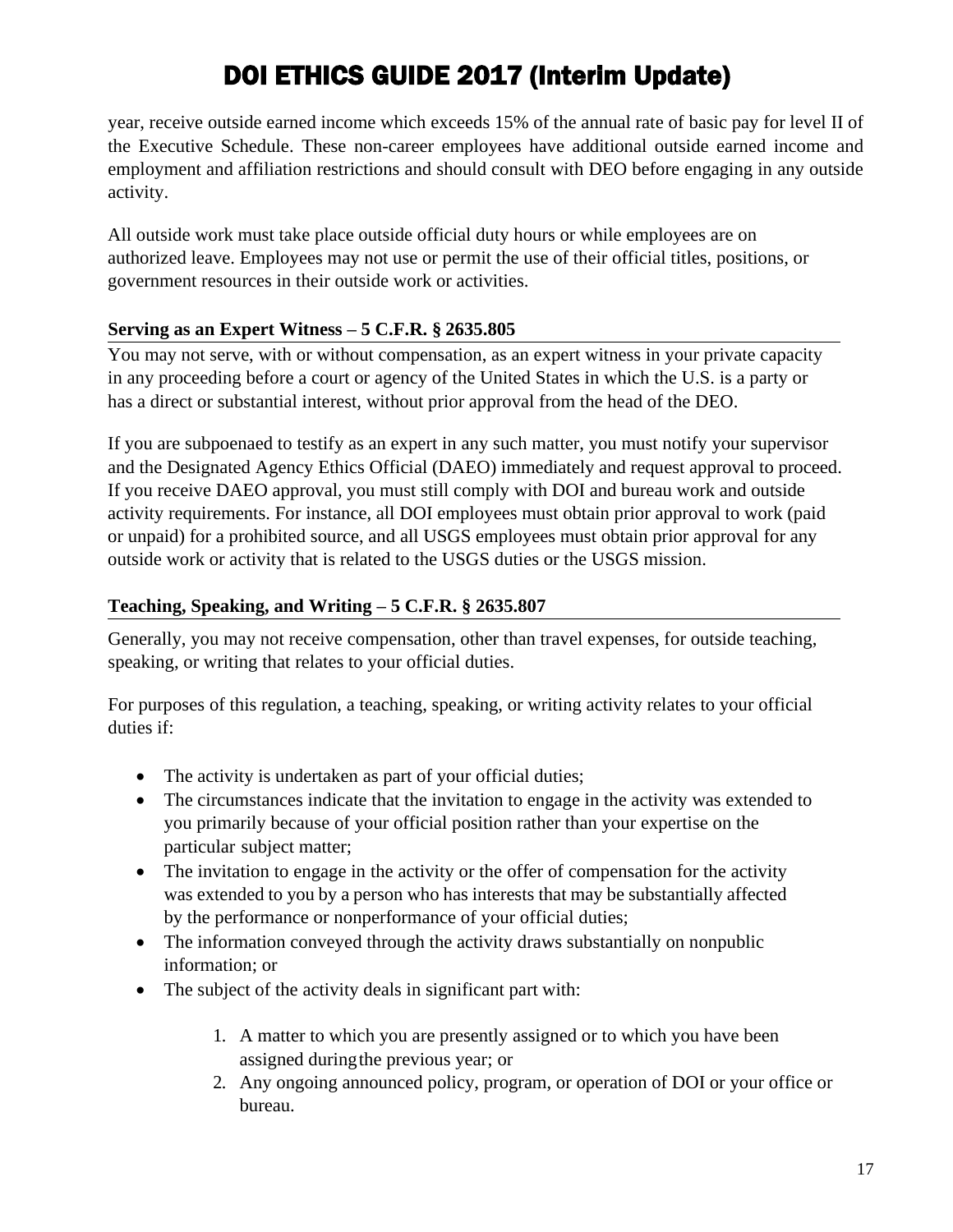year, receive outside earned income which exceeds 15% of the annual rate of basic pay for level II of the Executive Schedule. These non-career employees have additional outside earned income and employment and affiliation restrictions and should consult with DEO before engaging in any outside activity.

All outside work must take place outside official duty hours or while employees are on authorized leave. Employees may not use or permit the use of their official titles, positions, or government resources in their outside work or activities.

**Serving as an Expert Witness – 5 C.F.R. § 2635.805**

You may not serve, with or without compensation, as an expert witness in your private capacity in any proceeding before a court or agency of the United States in which the U.S. is a party or has a direct or substantial interest, without prior approval from the head of the DEO.

If you are subpoenaed to testify as an expert in any such matter, you must notify your supervisor and the Designated Agency Ethics Official (DAEO) immediately and request approval to proceed. If you receive DAEO approval, you must still comply with DOI and bureau work and outside activity requirements. For instance, all DOI employees must obtain prior approval to work (paid or unpaid) for a prohibited source, and all USGS employees must obtain prior approval for any outside work or activity that is related to the USGS duties or the USGS mission.

**Teaching, Speaking, and Writing – 5 C.F.R. § 2635.807**

Generally, you may not receive compensation, other than travel expenses, for outside teaching, speaking, or writing that relates to your official duties.

For purposes of this regulation, a teaching, speaking, or writing activity relates to your official duties if:

- The activity is undertaken as part of your official duties;
- The circumstances indicate that the invitation to engage in the activity was extended to you primarily because of your official position rather than your expertise on the particular subject matter;
- The invitation to engage in the activity or the offer of compensation for the activity was extended to you by a person who has interests that may be substantially affected by the performance or nonperformance of your official duties;
- The information conveyed through the activity draws substantially on nonpublic information; or
- The subject of the activity deals in significant part with:

    1. A matter to which you are presently assigned or to which you have been assigned during the previous year; or
    2. Any ongoing announced policy, program, or operation of DOI or your office or bureau.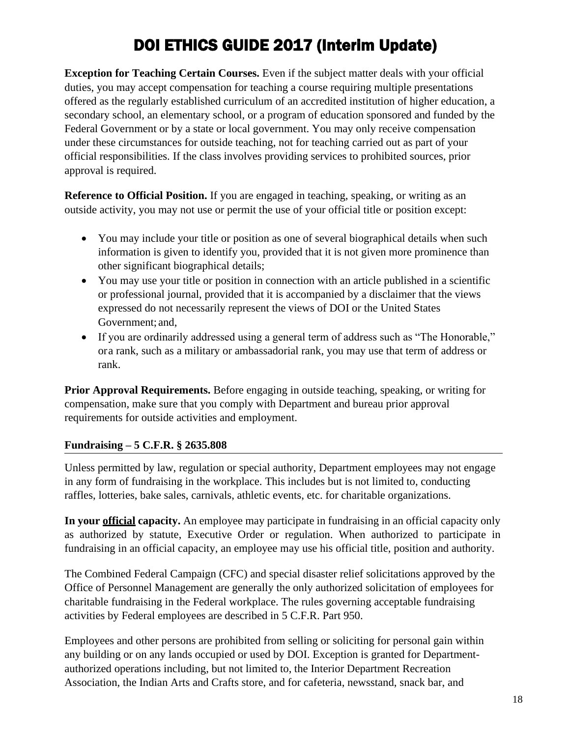**Exception for Teaching Certain Courses.** Even if the subject matter deals with your official duties, you may accept compensation for teaching a course requiring multiple presentations offered as the regularly established curriculum of an accredited institution of higher education, a secondary school, an elementary school, or a program of education sponsored and funded by the Federal Government or by a state or local government. You may only receive compensation under these circumstances for outside teaching, not for teaching carried out as part of your official responsibilities. If the class involves providing services to prohibited sources, prior approval is required.

**Reference to Official Position.** If you are engaged in teaching, speaking, or writing as an outside activity, you may not use or permit the use of your official title or position except:

- You may include your title or position as one of several biographical details when such information is given to identify you, provided that it is not given more prominence than other significant biographical details;
- You may use your title or position in connection with an article published in a scientific or professional journal, provided that it is accompanied by a disclaimer that the views expressed do not necessarily represent the views of DOI or the United States Government; and,
- If you are ordinarily addressed using a general term of address such as "The Honorable," or a rank, such as a military or ambassadorial rank, you may use that term of address or rank.

**Prior Approval Requirements.** Before engaging in outside teaching, speaking, or writing for compensation, make sure that you comply with Department and bureau prior approval requirements for outside activities and employment.

### Fundraising – 5 C.F.R. § 2635.808

Unless permitted by law, regulation or special authority, Department employees may not engage in any form of fundraising in the workplace. This includes but is not limited to, conducting raffles, lotteries, bake sales, carnivals, athletic events, etc. for charitable organizations.

**In your <u>official</u> capacity.** An employee may participate in fundraising in an official capacity only as authorized by statute, Executive Order or regulation. When authorized to participate in fundraising in an official capacity, an employee may use his official title, position and authority.

The Combined Federal Campaign (CFC) and special disaster relief solicitations approved by the Office of Personnel Management are generally the only authorized solicitation of employees for charitable fundraising in the Federal workplace. The rules governing acceptable fundraising activities by Federal employees are described in 5 C.F.R. Part 950.

Employees and other persons are prohibited from selling or soliciting for personal gain within any building or on any lands occupied or used by DOI. Exception is granted for Department-authorized operations including, but not limited to, the Interior Department Recreation Association, the Indian Arts and Crafts store, and for cafeteria, newsstand, snack bar, and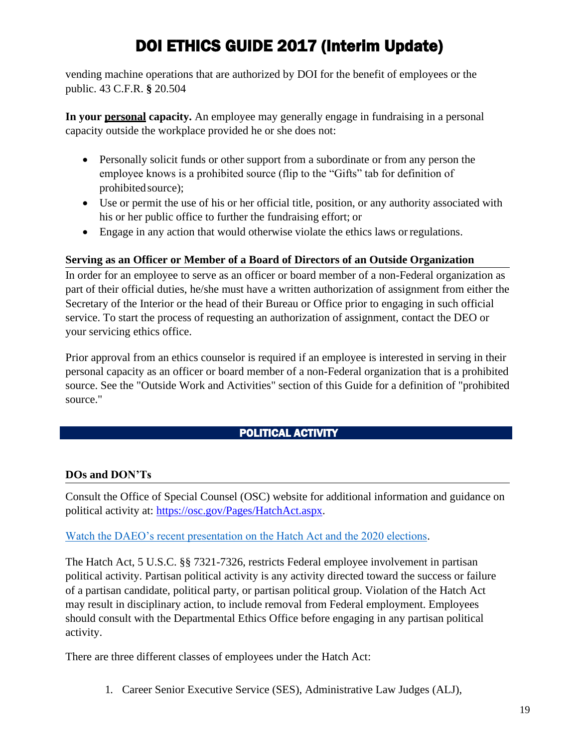vending machine operations that are authorized by DOI for the benefit of employees or the public. 43 C.F.R. § 20.504

**In your <u>personal</u> capacity.** An employee may generally engage in fundraising in a personal capacity outside the workplace provided he or she does not:

- Personally solicit funds or other support from a subordinate or from any person the employee knows is a prohibited source (flip to the "Gifts" tab for definition of prohibited source);
- Use or permit the use of his or her official title, position, or any authority associated with his or her public office to further the fundraising effort; or
- Engage in any action that would otherwise violate the ethics laws or regulations.

### Serving as an Officer or Member of a Board of Directors of an Outside Organization

In order for an employee to serve as an officer or board member of a non-Federal organization as part of their official duties, he/she must have a written authorization of assignment from either the Secretary of the Interior or the head of their Bureau or Office prior to engaging in such official service. To start the process of requesting an authorization of assignment, contact the DEO or your servicing ethics office.

Prior approval from an ethics counselor is required if an employee is interested in serving in their personal capacity as an officer or board member of a non-Federal organization that is a prohibited source. See the "Outside Work and Activities" section of this Guide for a definition of "prohibited source."

## POLITICAL ACTIVITY

### DOs and DON'Ts

Consult the Office of Special Counsel (OSC) website for additional information and guidance on political activity at: [https://osc.gov/Pages/HatchAct.aspx](https://osc.gov/Pages/HatchAct.aspx).

Watch the DAEO's recent presentation on the Hatch Act and the 2020 elections.

The Hatch Act, 5 U.S.C. §§ 7321-7326, restricts Federal employee involvement in partisan political activity. Partisan political activity is any activity directed toward the success or failure of a partisan candidate, political party, or partisan political group. Violation of the Hatch Act may result in disciplinary action, to include removal from Federal employment. Employees should consult with the Departmental Ethics Office before engaging in any partisan political activity.

There are three different classes of employees under the Hatch Act:

1. Career Senior Executive Service (SES), Administrative Law Judges (ALJ),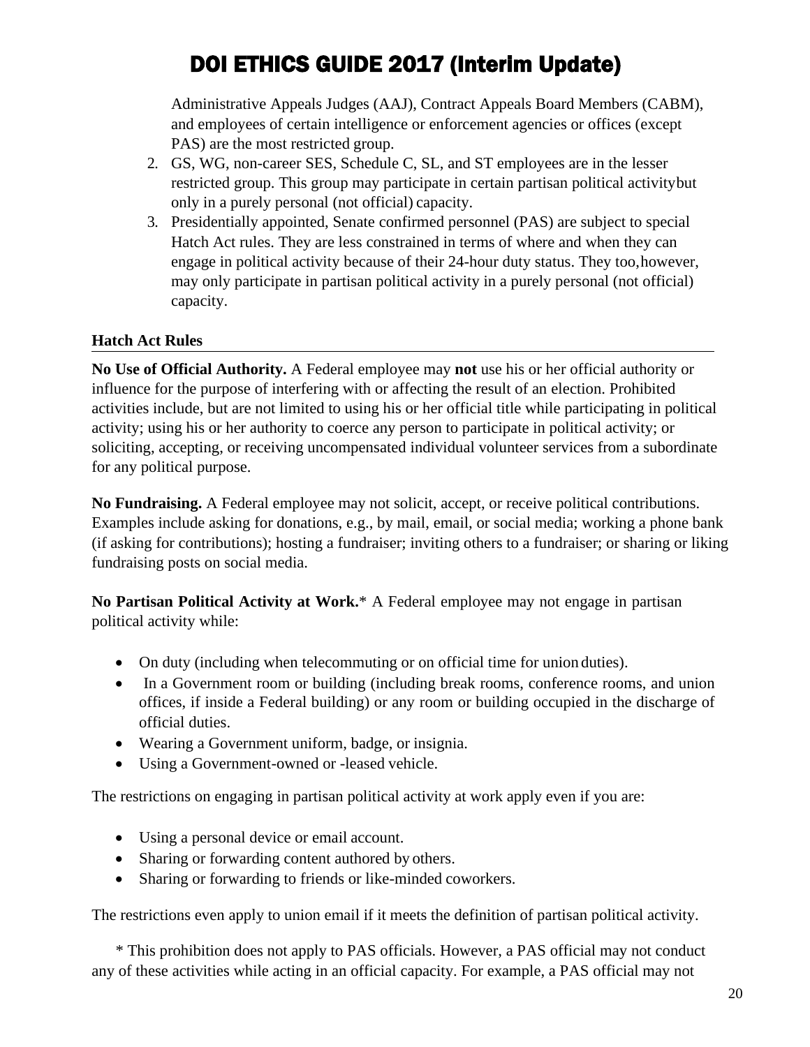Administrative Appeals Judges (AAJ), Contract Appeals Board Members (CABM), and employees of certain intelligence or enforcement agencies or offices (except PAS) are the most restricted group.

2. GS, WG, non-career SES, Schedule C, SL, and ST employees are in the lesser restricted group. This group may participate in certain partisan political activity but only in a purely personal (not official) capacity.
3. Presidentially appointed, Senate confirmed personnel (PAS) are subject to special Hatch Act rules. They are less constrained in terms of where and when they can engage in political activity because of their 24-hour duty status. They too, however, may only participate in partisan political activity in a purely personal (not official) capacity.

### Hatch Act Rules

**No Use of Official Authority.** A Federal employee may **not** use his or her official authority or influence for the purpose of interfering with or affecting the result of an election. Prohibited activities include, but are not limited to using his or her official title while participating in political activity; using his or her authority to coerce any person to participate in political activity; or soliciting, accepting, or receiving uncompensated individual volunteer services from a subordinate for any political purpose.

**No Fundraising.** A Federal employee may not solicit, accept, or receive political contributions. Examples include asking for donations, e.g., by mail, email, or social media; working a phone bank (if asking for contributions); hosting a fundraiser; inviting others to a fundraiser; or sharing or liking fundraising posts on social media.

**No Partisan Political Activity at Work.*** A Federal employee may not engage in partisan political activity while:

- On duty (including when telecommuting or on official time for union duties).
- In a Government room or building (including break rooms, conference rooms, and union offices, if inside a Federal building) or any room or building occupied in the discharge of official duties.
- Wearing a Government uniform, badge, or insignia.
- Using a Government-owned or -leased vehicle.

The restrictions on engaging in partisan political activity at work apply even if you are:

- Using a personal device or email account.
- Sharing or forwarding content authored by others.
- Sharing or forwarding to friends or like-minded coworkers.

The restrictions even apply to union email if it meets the definition of partisan political activity.

\* This prohibition does not apply to PAS officials. However, a PAS official may not conduct any of these activities while acting in an official capacity. For example, a PAS official may not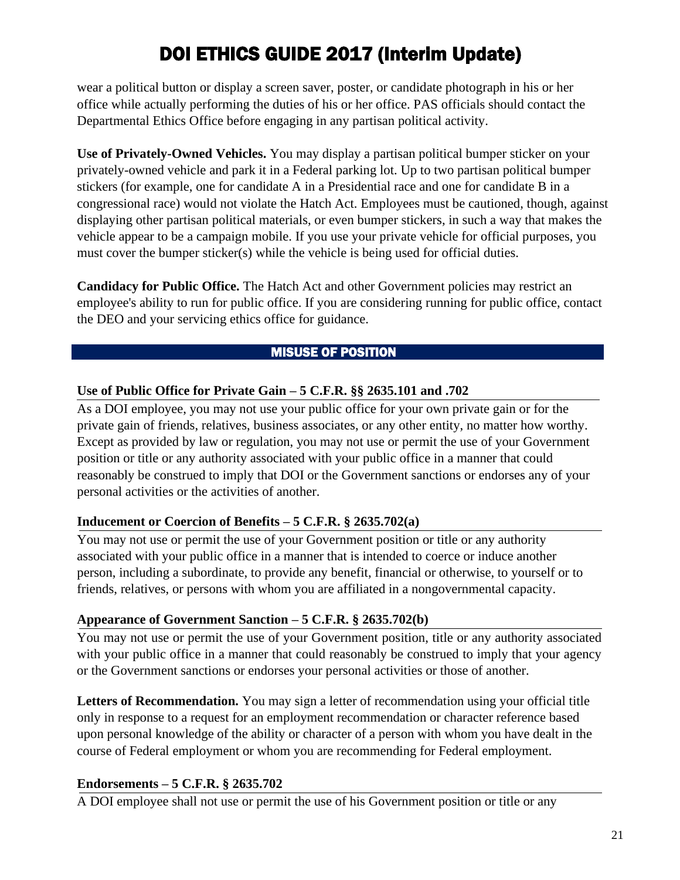wear a political button or display a screen saver, poster, or candidate photograph in his or her office while actually performing the duties of his or her office. PAS officials should contact the Departmental Ethics Office before engaging in any partisan political activity.

**Use of Privately-Owned Vehicles.** You may display a partisan political bumper sticker on your privately-owned vehicle and park it in a Federal parking lot. Up to two partisan political bumper stickers (for example, one for candidate A in a Presidential race and one for candidate B in a congressional race) would not violate the Hatch Act. Employees must be cautioned, though, against displaying other partisan political materials, or even bumper stickers, in such a way that makes the vehicle appear to be a campaign mobile. If you use your private vehicle for official purposes, you must cover the bumper sticker(s) while the vehicle is being used for official duties.

**Candidacy for Public Office.** The Hatch Act and other Government policies may restrict an employee's ability to run for public office. If you are considering running for public office, contact the DEO and your servicing ethics office for guidance.

## MISUSE OF POSITION

### Use of Public Office for Private Gain – 5 C.F.R. §§ 2635.101 and .702

As a DOI employee, you may not use your public office for your own private gain or for the private gain of friends, relatives, business associates, or any other entity, no matter how worthy. Except as provided by law or regulation, you may not use or permit the use of your Government position or title or any authority associated with your public office in a manner that could reasonably be construed to imply that DOI or the Government sanctions or endorses any of your personal activities or the activities of another.

### Inducement or Coercion of Benefits – 5 C.F.R. § 2635.702(a)

You may not use or permit the use of your Government position or title or any authority associated with your public office in a manner that is intended to coerce or induce another person, including a subordinate, to provide any benefit, financial or otherwise, to yourself or to friends, relatives, or persons with whom you are affiliated in a nongovernmental capacity.

### Appearance of Government Sanction – 5 C.F.R. § 2635.702(b)

You may not use or permit the use of your Government position, title or any authority associated with your public office in a manner that could reasonably be construed to imply that your agency or the Government sanctions or endorses your personal activities or those of another.

**Letters of Recommendation.** You may sign a letter of recommendation using your official title only in response to a request for an employment recommendation or character reference based upon personal knowledge of the ability or character of a person with whom you have dealt in the course of Federal employment or whom you are recommending for Federal employment.

### Endorsements – 5 C.F.R. § 2635.702

A DOI employee shall not use or permit the use of his Government position or title or any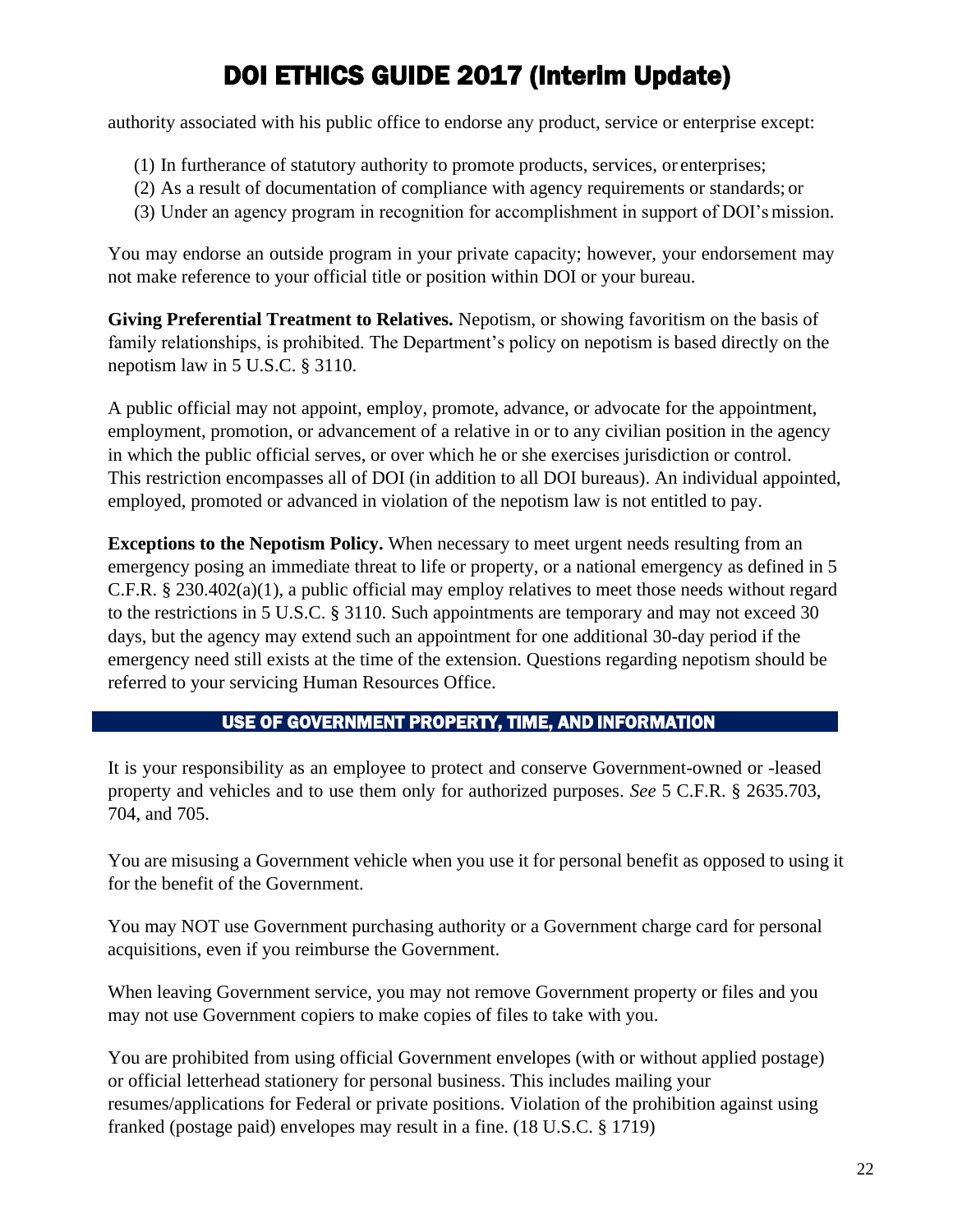authority associated with his public office to endorse any product, service or enterprise except:

(1) In furtherance of statutory authority to promote products, services, or enterprises;
(2) As a result of documentation of compliance with agency requirements or standards; or
(3) Under an agency program in recognition for accomplishment in support of DOI's mission.

You may endorse an outside program in your private capacity; however, your endorsement may not make reference to your official title or position within DOI or your bureau.

**Giving Preferential Treatment to Relatives.** Nepotism, or showing favoritism on the basis of family relationships, is prohibited. The Department's policy on nepotism is based directly on the nepotism law in 5 U.S.C. § 3110.

A public official may not appoint, employ, promote, advance, or advocate for the appointment, employment, promotion, or advancement of a relative in or to any civilian position in the agency in which the public official serves, or over which he or she exercises jurisdiction or control. This restriction encompasses all of DOI (in addition to all DOI bureaus). An individual appointed, employed, promoted or advanced in violation of the nepotism law is not entitled to pay.

**Exceptions to the Nepotism Policy.** When necessary to meet urgent needs resulting from an emergency posing an immediate threat to life or property, or a national emergency as defined in 5 C.F.R. § 230.402(a)(1), a public official may employ relatives to meet those needs without regard to the restrictions in 5 U.S.C. § 3110. Such appointments are temporary and may not exceed 30 days, but the agency may extend such an appointment for one additional 30-day period if the emergency need still exists at the time of the extension. Questions regarding nepotism should be referred to your servicing Human Resources Office.

## USE OF GOVERNMENT PROPERTY, TIME, AND INFORMATION

It is your responsibility as an employee to protect and conserve Government-owned or -leased property and vehicles and to use them only for authorized purposes. *See* 5 C.F.R. § 2635.703, 704, and 705.

You are misusing a Government vehicle when you use it for personal benefit as opposed to using it for the benefit of the Government.

You may NOT use Government purchasing authority or a Government charge card for personal acquisitions, even if you reimburse the Government.

When leaving Government service, you may not remove Government property or files and you may not use Government copiers to make copies of files to take with you.

You are prohibited from using official Government envelopes (with or without applied postage) or official letterhead stationery for personal business. This includes mailing your resumes/applications for Federal or private positions. Violation of the prohibition against using franked (postage paid) envelopes may result in a fine. (18 U.S.C. § 1719)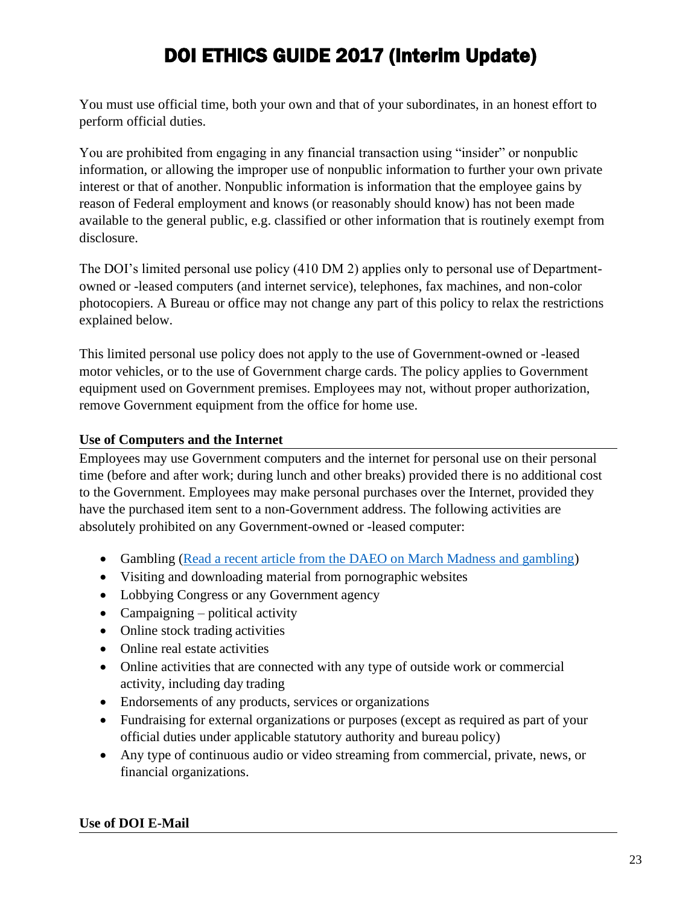You must use official time, both your own and that of your subordinates, in an honest effort to perform official duties.

You are prohibited from engaging in any financial transaction using "insider" or nonpublic information, or allowing the improper use of nonpublic information to further your own private interest or that of another. Nonpublic information is information that the employee gains by reason of Federal employment and knows (or reasonably should know) has not been made available to the general public, e.g. classified or other information that is routinely exempt from disclosure.

The DOI's limited personal use policy (410 DM 2) applies only to personal use of Department-owned or -leased computers (and internet service), telephones, fax machines, and non-color photocopiers. A Bureau or office may not change any part of this policy to relax the restrictions explained below.

This limited personal use policy does not apply to the use of Government-owned or -leased motor vehicles, or to the use of Government charge cards. The policy applies to Government equipment used on Government premises. Employees may not, without proper authorization, remove Government equipment from the office for home use.

**Use of Computers and the Internet**

Employees may use Government computers and the internet for personal use on their personal time (before and after work; during lunch and other breaks) provided there is no additional cost to the Government. Employees may make personal purchases over the Internet, provided they have the purchased item sent to a non-Government address. The following activities are absolutely prohibited on any Government-owned or -leased computer:

- Gambling (Read a recent article from the DAEO on March Madness and gambling)
- Visiting and downloading material from pornographic websites
- Lobbying Congress or any Government agency
- Campaigning – political activity
- Online stock trading activities
- Online real estate activities
- Online activities that are connected with any type of outside work or commercial activity, including day trading
- Endorsements of any products, services or organizations
- Fundraising for external organizations or purposes (except as required as part of your official duties under applicable statutory authority and bureau policy)
- Any type of continuous audio or video streaming from commercial, private, news, or financial organizations.

**Use of DOI E-Mail**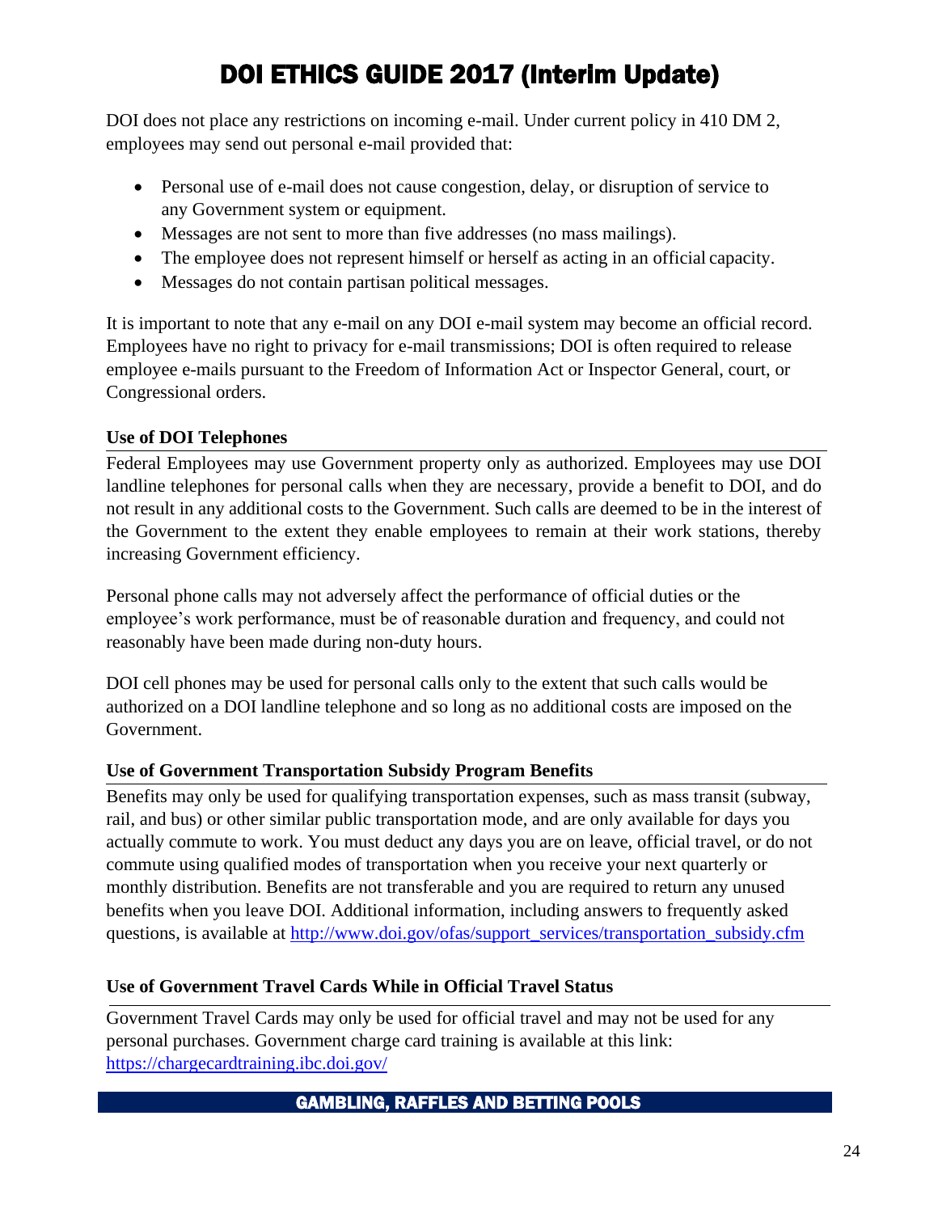DOI does not place any restrictions on incoming e-mail. Under current policy in 410 DM 2, employees may send out personal e-mail provided that:

- Personal use of e-mail does not cause congestion, delay, or disruption of service to any Government system or equipment.
- Messages are not sent to more than five addresses (no mass mailings).
- The employee does not represent himself or herself as acting in an official capacity.
- Messages do not contain partisan political messages.

It is important to note that any e-mail on any DOI e-mail system may become an official record. Employees have no right to privacy for e-mail transmissions; DOI is often required to release employee e-mails pursuant to the Freedom of Information Act or Inspector General, court, or Congressional orders.

### Use of DOI Telephones

Federal Employees may use Government property only as authorized. Employees may use DOI landline telephones for personal calls when they are necessary, provide a benefit to DOI, and do not result in any additional costs to the Government. Such calls are deemed to be in the interest of the Government to the extent they enable employees to remain at their work stations, thereby increasing Government efficiency.

Personal phone calls may not adversely affect the performance of official duties or the employee's work performance, must be of reasonable duration and frequency, and could not reasonably have been made during non-duty hours.

DOI cell phones may be used for personal calls only to the extent that such calls would be authorized on a DOI landline telephone and so long as no additional costs are imposed on the Government.

### Use of Government Transportation Subsidy Program Benefits

Benefits may only be used for qualifying transportation expenses, such as mass transit (subway, rail, and bus) or other similar public transportation mode, and are only available for days you actually commute to work. You must deduct any days you are on leave, official travel, or do not commute using qualified modes of transportation when you receive your next quarterly or monthly distribution. Benefits are not transferable and you are required to return any unused benefits when you leave DOI. Additional information, including answers to frequently asked questions, is available at http://www.doi.gov/ofas/support_services/transportation_subsidy.cfm

### Use of Government Travel Cards While in Official Travel Status

Government Travel Cards may only be used for official travel and may not be used for any personal purchases. Government charge card training is available at this link: https://chargecardtraining.ibc.doi.gov/

## GAMBLING, RAFFLES AND BETTING POOLS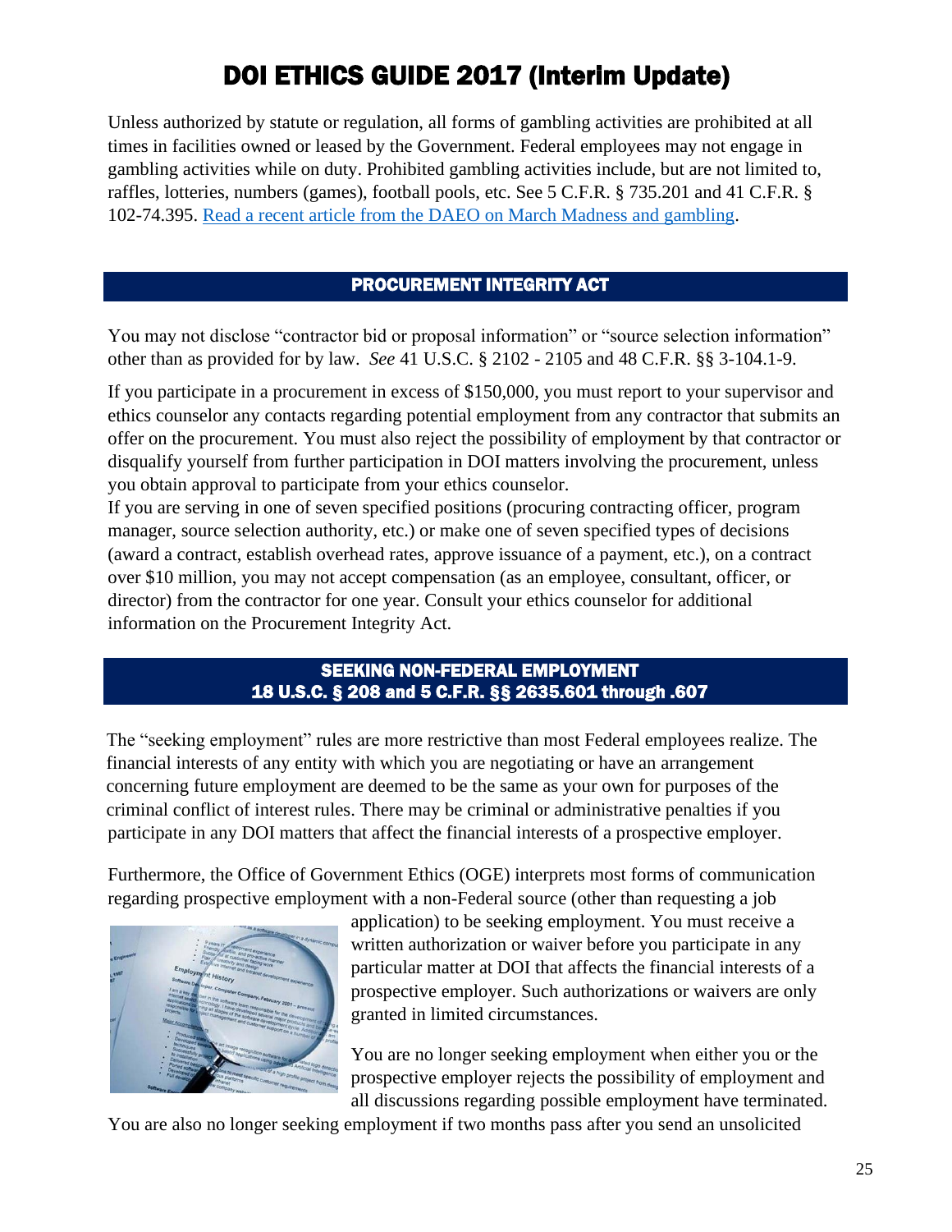# DOI ETHICS GUIDE 2017 (Interim Update)

Unless authorized by statute or regulation, all forms of gambling activities are prohibited at all times in facilities owned or leased by the Government. Federal employees may not engage in gambling activities while on duty. Prohibited gambling activities include, but are not limited to, raffles, lotteries, numbers (games), football pools, etc. See 5 C.F.R. § 735.201 and 41 C.F.R. § 102-74.395. [Read a recent article from the DAEO on March Madness and gambling](#).

## PROCUREMENT INTEGRITY ACT

You may not disclose "contractor bid or proposal information" or "source selection information" other than as provided for by law. *See* 41 U.S.C. § 2102 - 2105 and 48 C.F.R. §§ 3-104.1-9.

If you participate in a procurement in excess of $150,000, you must report to your supervisor and ethics counselor any contacts regarding potential employment from any contractor that submits an offer on the procurement. You must also reject the possibility of employment by that contractor or disqualify yourself from further participation in DOI matters involving the procurement, unless you obtain approval to participate from your ethics counselor.

If you are serving in one of seven specified positions (procuring contracting officer, program manager, source selection authority, etc.) or make one of seven specified types of decisions (award a contract, establish overhead rates, approve issuance of a payment, etc.), on a contract over $10 million, you may not accept compensation (as an employee, consultant, officer, or director) from the contractor for one year. Consult your ethics counselor for additional information on the Procurement Integrity Act.

## SEEKING NON-FEDERAL EMPLOYMENT
## 18 U.S.C. § 208 and 5 C.F.R. §§ 2635.601 through .607

The "seeking employment" rules are more restrictive than most Federal employees realize. The financial interests of any entity with which you are negotiating or have an arrangement concerning future employment are deemed to be the same as your own for purposes of the criminal conflict of interest rules. There may be criminal or administrative penalties if you participate in any DOI matters that affect the financial interests of a prospective employer.

Furthermore, the Office of Government Ethics (OGE) interprets most forms of communication regarding prospective employment with a non-Federal source (other than requesting a job application) to be seeking employment. You must receive a written authorization or waiver before you participate in any particular matter at DOI that affects the financial interests of a prospective employer. Such authorizations or waivers are only granted in limited circumstances.

You are no longer seeking employment when either you or the prospective employer rejects the possibility of employment and all discussions regarding possible employment have terminated. You are also no longer seeking employment if two months pass after you send an unsolicited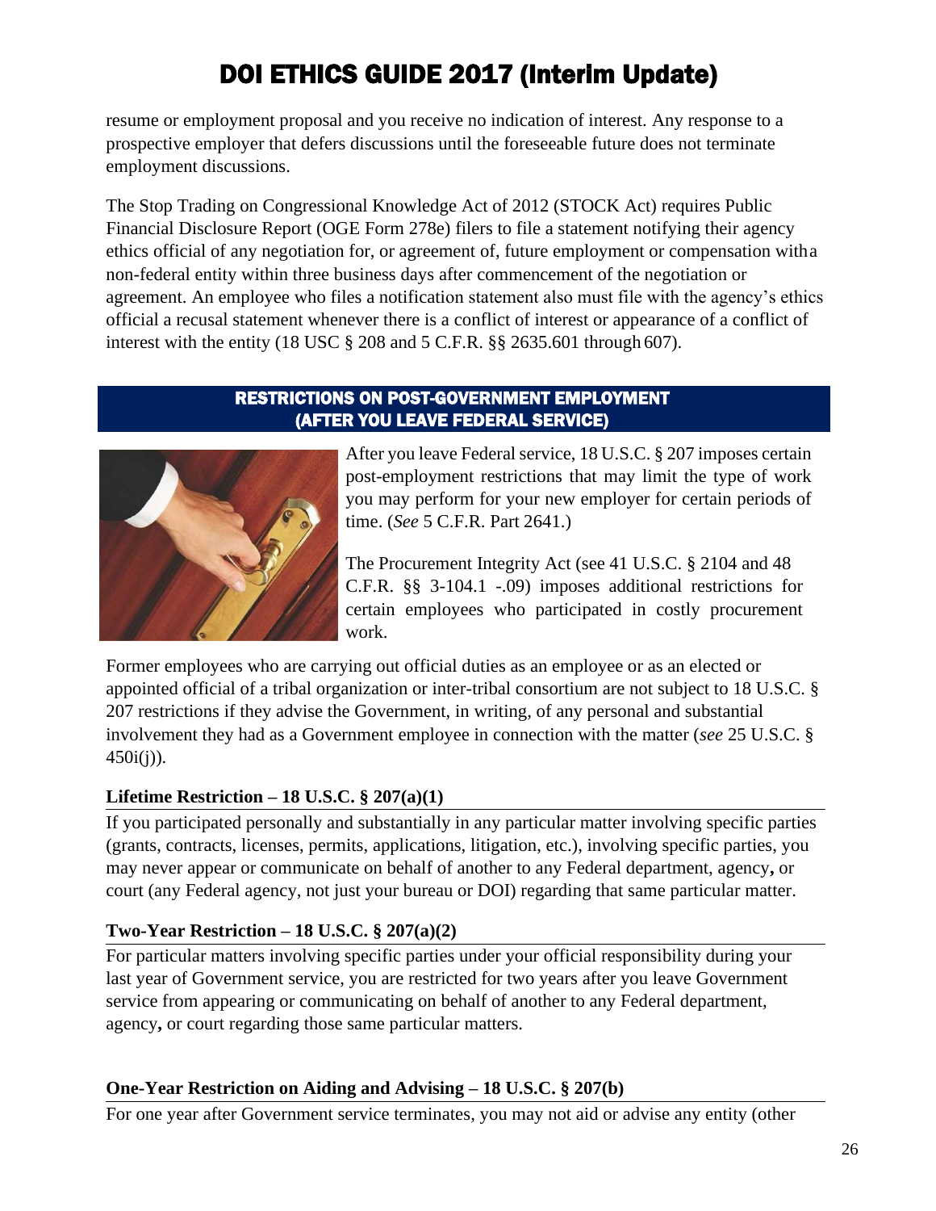resume or employment proposal and you receive no indication of interest. Any response to a prospective employer that defers discussions until the foreseeable future does not terminate employment discussions.

The Stop Trading on Congressional Knowledge Act of 2012 (STOCK Act) requires Public Financial Disclosure Report (OGE Form 278e) filers to file a statement notifying their agency ethics official of any negotiation for, or agreement of, future employment or compensation with a non-federal entity within three business days after commencement of the negotiation or agreement. An employee who files a notification statement also must file with the agency's ethics official a recusal statement whenever there is a conflict of interest or appearance of a conflict of interest with the entity (18 USC § 208 and 5 C.F.R. §§ 2635.601 through 607).

## RESTRICTIONS ON POST-GOVERNMENT EMPLOYMENT (AFTER YOU LEAVE FEDERAL SERVICE)

After you leave Federal service, 18 U.S.C. § 207 imposes certain post-employment restrictions that may limit the type of work you may perform for your new employer for certain periods of time. (*See* 5 C.F.R. Part 2641.)

The Procurement Integrity Act (see 41 U.S.C. § 2104 and 48 C.F.R. §§ 3-104.1 -.09) imposes additional restrictions for certain employees who participated in costly procurement work.

Former employees who are carrying out official duties as an employee or as an elected or appointed official of a tribal organization or inter-tribal consortium are not subject to 18 U.S.C. § 207 restrictions if they advise the Government, in writing, of any personal and substantial involvement they had as a Government employee in connection with the matter (*see* 25 U.S.C. § 450i(j)).

### Lifetime Restriction – 18 U.S.C. § 207(a)(1)

If you participated personally and substantially in any particular matter involving specific parties (grants, contracts, licenses, permits, applications, litigation, etc.), involving specific parties, you may never appear or communicate on behalf of another to any Federal department, agency, or court (any Federal agency, not just your bureau or DOI) regarding that same particular matter.

### Two-Year Restriction – 18 U.S.C. § 207(a)(2)

For particular matters involving specific parties under your official responsibility during your last year of Government service, you are restricted for two years after you leave Government service from appearing or communicating on behalf of another to any Federal department, agency, or court regarding those same particular matters.

### One-Year Restriction on Aiding and Advising – 18 U.S.C. § 207(b)

For one year after Government service terminates, you may not aid or advise any entity (other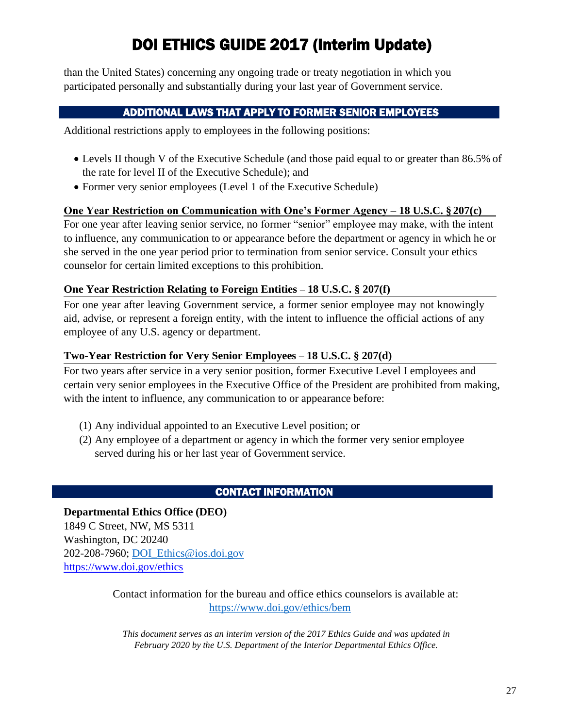than the United States) concerning any ongoing trade or treaty negotiation in which you participated personally and substantially during your last year of Government service.

## ADDITIONAL LAWS THAT APPLY TO FORMER SENIOR EMPLOYEES

Additional restrictions apply to employees in the following positions:

- Levels II though V of the Executive Schedule (and those paid equal to or greater than 86.5% of the rate for level II of the Executive Schedule); and
- Former very senior employees (Level 1 of the Executive Schedule)

### One Year Restriction on Communication with One's Former Agency – 18 U.S.C. § 207(c)

For one year after leaving senior service, no former "senior" employee may make, with the intent to influence, any communication to or appearance before the department or agency in which he or she served in the one year period prior to termination from senior service. Consult your ethics counselor for certain limited exceptions to this prohibition.

### One Year Restriction Relating to Foreign Entities – 18 U.S.C. § 207(f)

For one year after leaving Government service, a former senior employee may not knowingly aid, advise, or represent a foreign entity, with the intent to influence the official actions of any employee of any U.S. agency or department.

### Two-Year Restriction for Very Senior Employees – 18 U.S.C. § 207(d)

For two years after service in a very senior position, former Executive Level I employees and certain very senior employees in the Executive Office of the President are prohibited from making, with the intent to influence, any communication to or appearance before:

(1) Any individual appointed to an Executive Level position; or
(2) Any employee of a department or agency in which the former very senior employee served during his or her last year of Government service.

## CONTACT INFORMATION

**Departmental Ethics Office (DEO)**
1849 C Street, NW, MS 5311
Washington, DC 20240
202-208-7960; DOI_Ethics@ios.doi.gov
https://www.doi.gov/ethics

Contact information for the bureau and office ethics counselors is available at: https://www.doi.gov/ethics/bem

*This document serves as an interim version of the 2017 Ethics Guide and was updated in February 2020 by the U.S. Department of the Interior Departmental Ethics Office.*